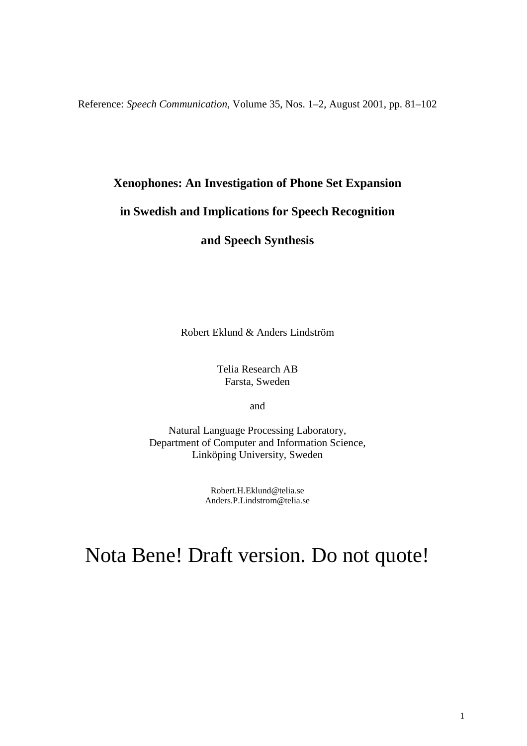Reference: *Speech Communication*, Volume 35, Nos. 1–2, August 2001, pp. 81–102

# Xenophones: An Investigation of Phone Set Expansion in Swedish and Implications for Speech Recognition and Speech Synthesis

Robert Eklund & Anders Lindström

Telia Research AB
Farsta, Sweden

and

Natural Language Processing Laboratory,
Department of Computer and Information Science,
Linköping University, Sweden

Robert.H.Eklund@telia.se
Anders.P.Lindstrom@telia.se

Nota Bene! Draft version. Do not quote!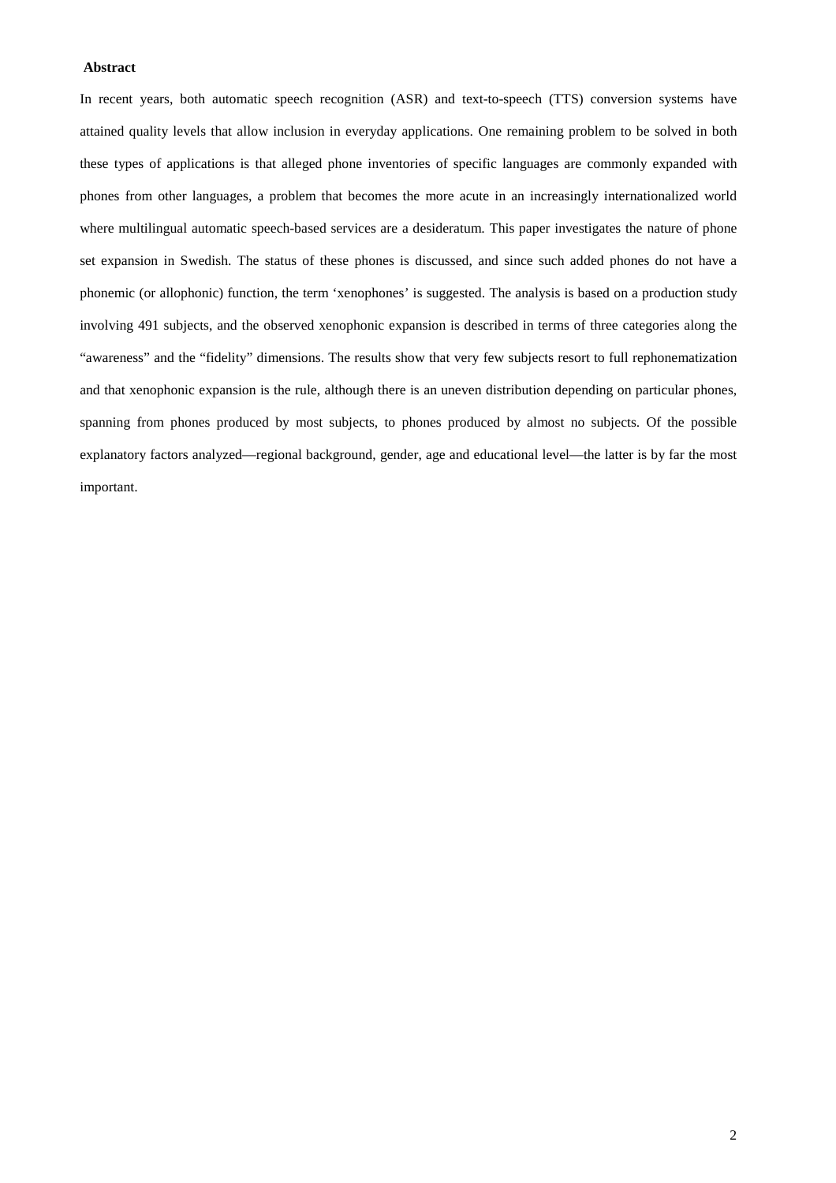**Abstract**

In recent years, both automatic speech recognition (ASR) and text-to-speech (TTS) conversion systems have attained quality levels that allow inclusion in everyday applications. One remaining problem to be solved in both these types of applications is that alleged phone inventories of specific languages are commonly expanded with phones from other languages, a problem that becomes the more acute in an increasingly internationalized world where multilingual automatic speech-based services are a desideratum. This paper investigates the nature of phone set expansion in Swedish. The status of these phones is discussed, and since such added phones do not have a phonemic (or allophonic) function, the term 'xenophones' is suggested. The analysis is based on a production study involving 491 subjects, and the observed xenophonic expansion is described in terms of three categories along the "awareness" and the "fidelity" dimensions. The results show that very few subjects resort to full rephonematization and that xenophonic expansion is the rule, although there is an uneven distribution depending on particular phones, spanning from phones produced by most subjects, to phones produced by almost no subjects. Of the possible explanatory factors analyzed—regional background, gender, age and educational level—the latter is by far the most important.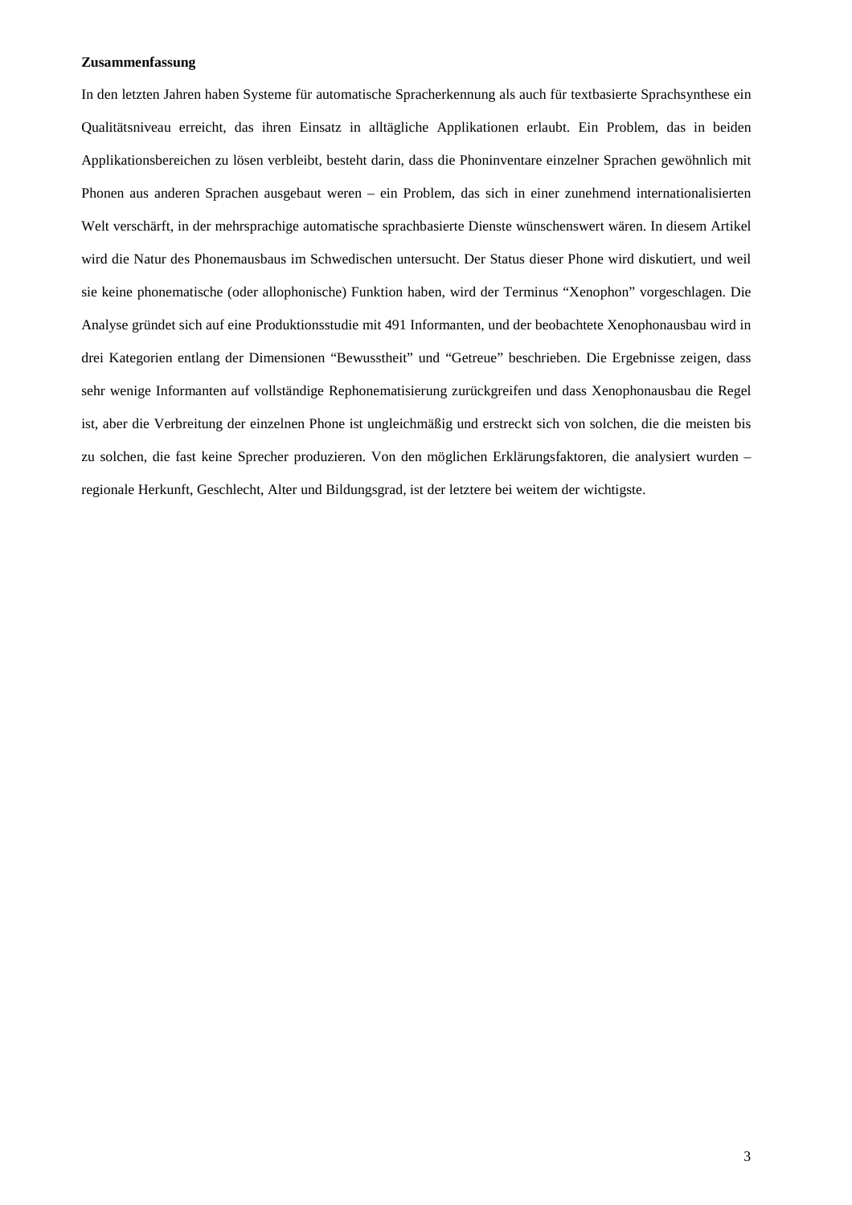**Zusammenfassung**

In den letzten Jahren haben Systeme für automatische Spracherkennung als auch für textbasierte Sprachsynthese ein Qualitätsniveau erreicht, das ihren Einsatz in alltägliche Applikationen erlaubt. Ein Problem, das in beiden Applikationsbereichen zu lösen verbleibt, besteht darin, dass die Phoninventare einzelner Sprachen gewöhnlich mit Phonen aus anderen Sprachen ausgebaut weren – ein Problem, das sich in einer zunehmend internationalisierten Welt verschärft, in der mehrsprachige automatische sprachbasierte Dienste wünschenswert wären. In diesem Artikel wird die Natur des Phonemausbaus im Schwedischen untersucht. Der Status dieser Phone wird diskutiert, und weil sie keine phonematische (oder allophonische) Funktion haben, wird der Terminus "Xenophon" vorgeschlagen. Die Analyse gründet sich auf eine Produktionsstudie mit 491 Informanten, und der beobachtete Xenophonausbau wird in drei Kategorien entlang der Dimensionen "Bewusstheit" und "Getreue" beschrieben. Die Ergebnisse zeigen, dass sehr wenige Informanten auf vollständige Rephonematisierung zurückgreifen und dass Xenophonausbau die Regel ist, aber die Verbreitung der einzelnen Phone ist ungleichmäßig und erstreckt sich von solchen, die die meisten bis zu solchen, die fast keine Sprecher produzieren. Von den möglichen Erklärungsfaktoren, die analysiert wurden – regionale Herkunft, Geschlecht, Alter und Bildungsgrad, ist der letztere bei weitem der wichtigste.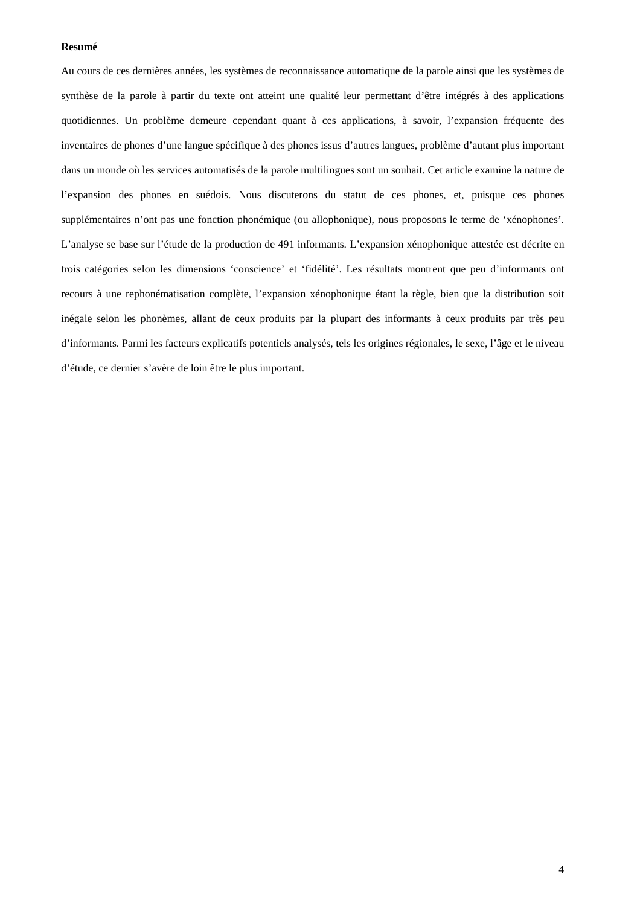**Resumé**

Au cours de ces dernières années, les systèmes de reconnaissance automatique de la parole ainsi que les systèmes de synthèse de la parole à partir du texte ont atteint une qualité leur permettant d'être intégrés à des applications quotidiennes. Un problème demeure cependant quant à ces applications, à savoir, l'expansion fréquente des inventaires de phones d'une langue spécifique à des phones issus d'autres langues, problème d'autant plus important dans un monde où les services automatisés de la parole multilingues sont un souhait. Cet article examine la nature de l'expansion des phones en suédois. Nous discuterons du statut de ces phones, et, puisque ces phones supplémentaires n'ont pas une fonction phonémique (ou allophonique), nous proposons le terme de 'xénophones'. L'analyse se base sur l'étude de la production de 491 informants. L'expansion xénophonique attestée est décrite en trois catégories selon les dimensions 'conscience' et 'fidélité'. Les résultats montrent que peu d'informants ont recours à une rephonématisation complète, l'expansion xénophonique étant la règle, bien que la distribution soit inégale selon les phonèmes, allant de ceux produits par la plupart des informants à ceux produits par très peu d'informants. Parmi les facteurs explicatifs potentiels analysés, tels les origines régionales, le sexe, l'âge et le niveau d'étude, ce dernier s'avère de loin être le plus important.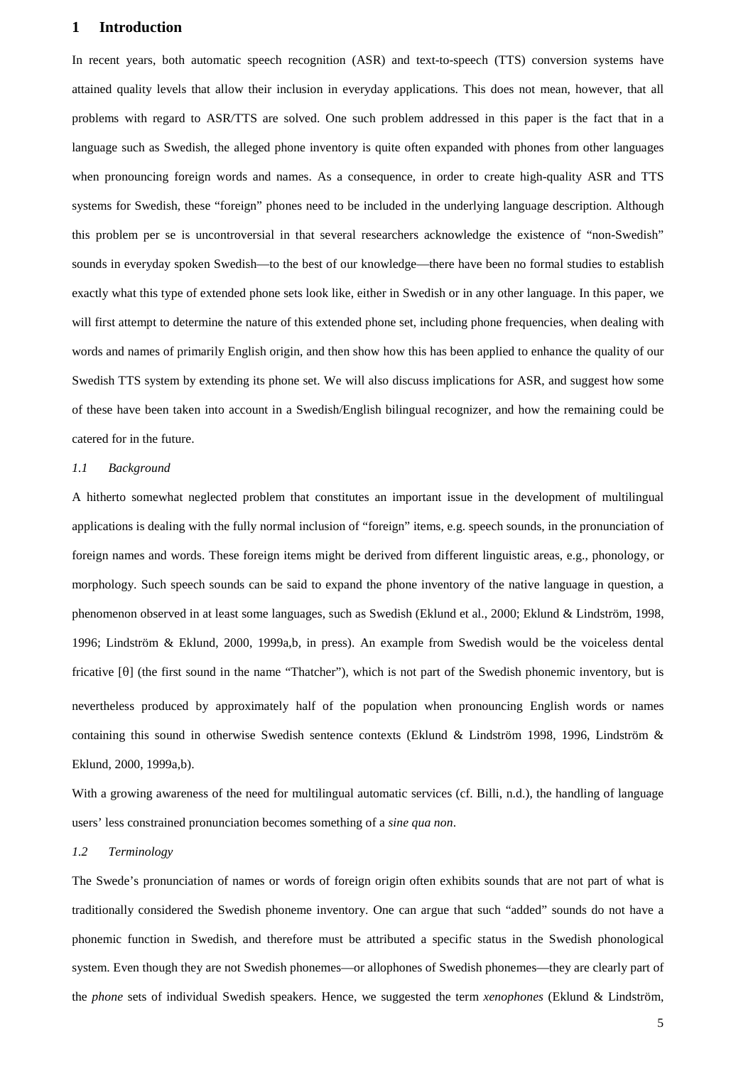# 1 Introduction

In recent years, both automatic speech recognition (ASR) and text-to-speech (TTS) conversion systems have attained quality levels that allow their inclusion in everyday applications. This does not mean, however, that all problems with regard to ASR/TTS are solved. One such problem addressed in this paper is the fact that in a language such as Swedish, the alleged phone inventory is quite often expanded with phones from other languages when pronouncing foreign words and names. As a consequence, in order to create high-quality ASR and TTS systems for Swedish, these "foreign" phones need to be included in the underlying language description. Although this problem per se is uncontroversial in that several researchers acknowledge the existence of "non-Swedish" sounds in everyday spoken Swedish—to the best of our knowledge—there have been no formal studies to establish exactly what this type of extended phone sets look like, either in Swedish or in any other language. In this paper, we will first attempt to determine the nature of this extended phone set, including phone frequencies, when dealing with words and names of primarily English origin, and then show how this has been applied to enhance the quality of our Swedish TTS system by extending its phone set. We will also discuss implications for ASR, and suggest how some of these have been taken into account in a Swedish/English bilingual recognizer, and how the remaining could be catered for in the future.

## *1.1 Background*

A hitherto somewhat neglected problem that constitutes an important issue in the development of multilingual applications is dealing with the fully normal inclusion of "foreign" items, e.g. speech sounds, in the pronunciation of foreign names and words. These foreign items might be derived from different linguistic areas, e.g., phonology, or morphology. Such speech sounds can be said to expand the phone inventory of the native language in question, a phenomenon observed in at least some languages, such as Swedish (Eklund et al., 2000; Eklund & Lindström, 1998, 1996; Lindström & Eklund, 2000, 1999a,b, in press). An example from Swedish would be the voiceless dental fricative [θ] (the first sound in the name "Thatcher"), which is not part of the Swedish phonemic inventory, but is nevertheless produced by approximately half of the population when pronouncing English words or names containing this sound in otherwise Swedish sentence contexts (Eklund & Lindström 1998, 1996, Lindström & Eklund, 2000, 1999a,b).

With a growing awareness of the need for multilingual automatic services (cf. Billi, n.d.), the handling of language users' less constrained pronunciation becomes something of a *sine qua non*.

## *1.2 Terminology*

The Swede's pronunciation of names or words of foreign origin often exhibits sounds that are not part of what is traditionally considered the Swedish phoneme inventory. One can argue that such "added" sounds do not have a phonemic function in Swedish, and therefore must be attributed a specific status in the Swedish phonological system. Even though they are not Swedish phonemes—or allophones of Swedish phonemes—they are clearly part of the *phone* sets of individual Swedish speakers. Hence, we suggested the term *xenophones* (Eklund & Lindström,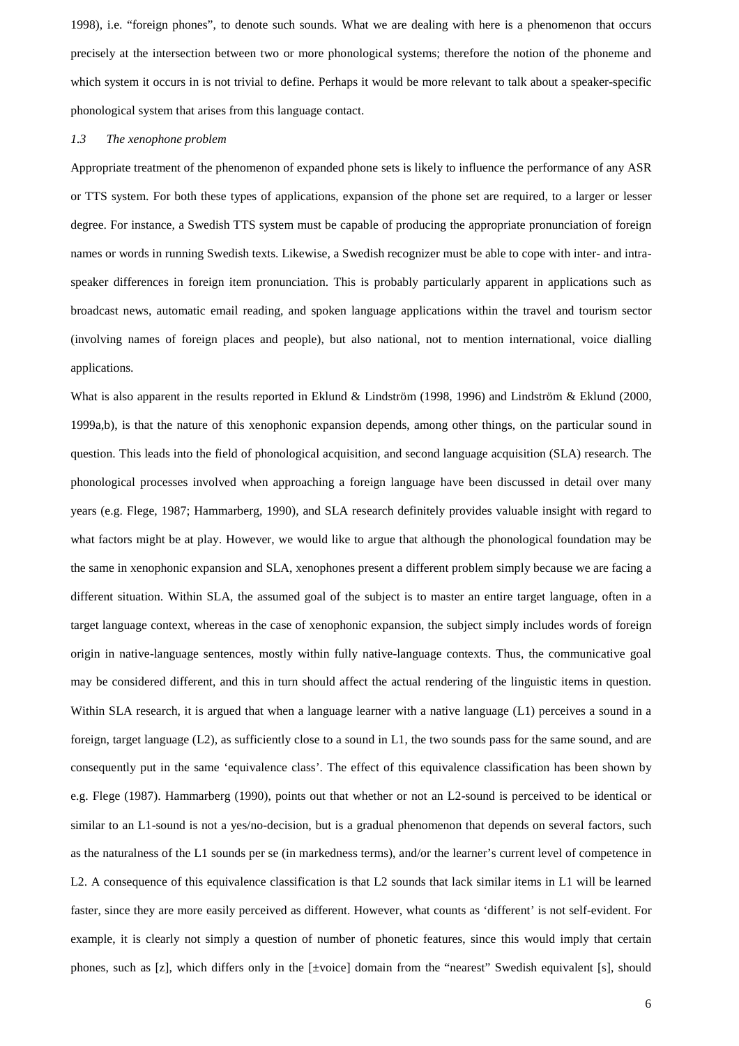1998), i.e. "foreign phones", to denote such sounds. What we are dealing with here is a phenomenon that occurs precisely at the intersection between two or more phonological systems; therefore the notion of the phoneme and which system it occurs in is not trivial to define. Perhaps it would be more relevant to talk about a speaker-specific phonological system that arises from this language contact.

### *1.3 The xenophone problem*

Appropriate treatment of the phenomenon of expanded phone sets is likely to influence the performance of any ASR or TTS system. For both these types of applications, expansion of the phone set are required, to a larger or lesser degree. For instance, a Swedish TTS system must be capable of producing the appropriate pronunciation of foreign names or words in running Swedish texts. Likewise, a Swedish recognizer must be able to cope with inter- and intra-speaker differences in foreign item pronunciation. This is probably particularly apparent in applications such as broadcast news, automatic email reading, and spoken language applications within the travel and tourism sector (involving names of foreign places and people), but also national, not to mention international, voice dialling applications.

What is also apparent in the results reported in Eklund & Lindström (1998, 1996) and Lindström & Eklund (2000, 1999a,b), is that the nature of this xenophonic expansion depends, among other things, on the particular sound in question. This leads into the field of phonological acquisition, and second language acquisition (SLA) research. The phonological processes involved when approaching a foreign language have been discussed in detail over many years (e.g. Flege, 1987; Hammarberg, 1990), and SLA research definitely provides valuable insight with regard to what factors might be at play. However, we would like to argue that although the phonological foundation may be the same in xenophonic expansion and SLA, xenophones present a different problem simply because we are facing a different situation. Within SLA, the assumed goal of the subject is to master an entire target language, often in a target language context, whereas in the case of xenophonic expansion, the subject simply includes words of foreign origin in native-language sentences, mostly within fully native-language contexts. Thus, the communicative goal may be considered different, and this in turn should affect the actual rendering of the linguistic items in question. Within SLA research, it is argued that when a language learner with a native language (L1) perceives a sound in a foreign, target language (L2), as sufficiently close to a sound in L1, the two sounds pass for the same sound, and are consequently put in the same 'equivalence class'. The effect of this equivalence classification has been shown by e.g. Flege (1987). Hammarberg (1990), points out that whether or not an L2-sound is perceived to be identical or similar to an L1-sound is not a yes/no-decision, but is a gradual phenomenon that depends on several factors, such as the naturalness of the L1 sounds per se (in markedness terms), and/or the learner's current level of competence in L2. A consequence of this equivalence classification is that L2 sounds that lack similar items in L1 will be learned faster, since they are more easily perceived as different. However, what counts as 'different' is not self-evident. For example, it is clearly not simply a question of number of phonetic features, since this would imply that certain phones, such as [z], which differs only in the [±voice] domain from the "nearest" Swedish equivalent [s], should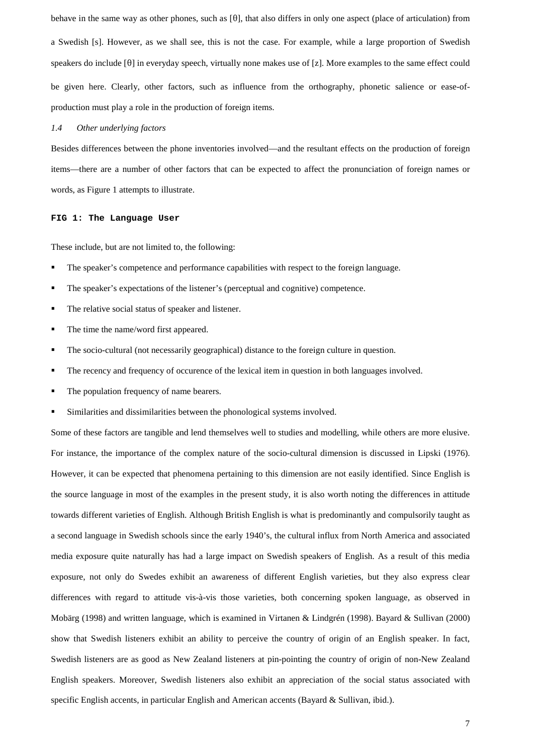behave in the same way as other phones, such as [θ], that also differs in only one aspect (place of articulation) from a Swedish [s]. However, as we shall see, this is not the case. For example, while a large proportion of Swedish speakers do include [θ] in everyday speech, virtually none makes use of [z]. More examples to the same effect could be given here. Clearly, other factors, such as influence from the orthography, phonetic salience or ease-of-production must play a role in the production of foreign items.

### *1.4 Other underlying factors*

Besides differences between the phone inventories involved—and the resultant effects on the production of foreign items—there are a number of other factors that can be expected to affect the pronunciation of foreign names or words, as Figure 1 attempts to illustrate.

**FIG 1: The Language User**

These include, but are not limited to, the following:

- The speaker's competence and performance capabilities with respect to the foreign language.
- The speaker's expectations of the listener's (perceptual and cognitive) competence.
- The relative social status of speaker and listener.
- The time the name/word first appeared.
- The socio-cultural (not necessarily geographical) distance to the foreign culture in question.
- The recency and frequency of occurence of the lexical item in question in both languages involved.
- The population frequency of name bearers.
- Similarities and dissimilarities between the phonological systems involved.

Some of these factors are tangible and lend themselves well to studies and modelling, while others are more elusive. For instance, the importance of the complex nature of the socio-cultural dimension is discussed in Lipski (1976). However, it can be expected that phenomena pertaining to this dimension are not easily identified. Since English is the source language in most of the examples in the present study, it is also worth noting the differences in attitude towards different varieties of English. Although British English is what is predominantly and compulsorily taught as a second language in Swedish schools since the early 1940's, the cultural influx from North America and associated media exposure quite naturally has had a large impact on Swedish speakers of English. As a result of this media exposure, not only do Swedes exhibit an awareness of different English varieties, but they also express clear differences with regard to attitude vis-à-vis those varieties, both concerning spoken language, as observed in Mobärg (1998) and written language, which is examined in Virtanen & Lindgrén (1998). Bayard & Sullivan (2000) show that Swedish listeners exhibit an ability to perceive the country of origin of an English speaker. In fact, Swedish listeners are as good as New Zealand listeners at pin-pointing the country of origin of non-New Zealand English speakers. Moreover, Swedish listeners also exhibit an appreciation of the social status associated with specific English accents, in particular English and American accents (Bayard & Sullivan, ibid.).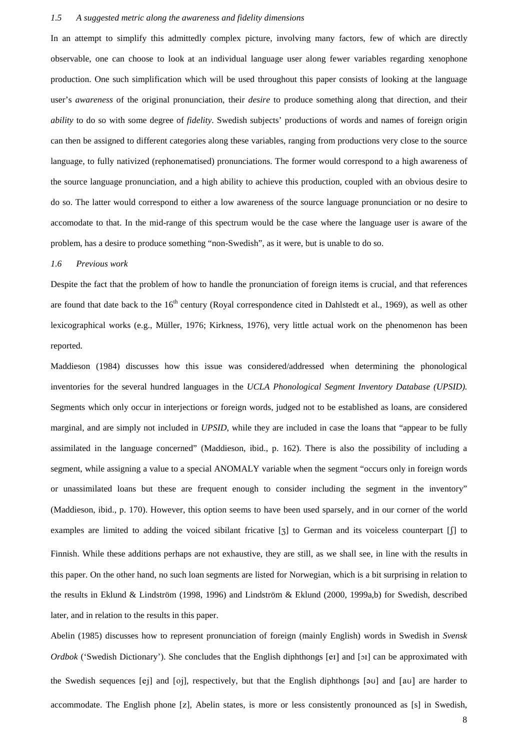### *1.5 A suggested metric along the awareness and fidelity dimensions*

In an attempt to simplify this admittedly complex picture, involving many factors, few of which are directly observable, one can choose to look at an individual language user along fewer variables regarding xenophone production. One such simplification which will be used throughout this paper consists of looking at the language user's *awareness* of the original pronunciation, their *desire* to produce something along that direction, and their *ability* to do so with some degree of *fidelity*. Swedish subjects' productions of words and names of foreign origin can then be assigned to different categories along these variables, ranging from productions very close to the source language, to fully nativized (rephonematised) pronunciations. The former would correspond to a high awareness of the source language pronunciation, and a high ability to achieve this production, coupled with an obvious desire to do so. The latter would correspond to either a low awareness of the source language pronunciation or no desire to accomodate to that. In the mid-range of this spectrum would be the case where the language user is aware of the problem, has a desire to produce something "non-Swedish", as it were, but is unable to do so.

### *1.6 Previous work*

Despite the fact that the problem of how to handle the pronunciation of foreign items is crucial, and that references are found that date back to the 16th century (Royal correspondence cited in Dahlstedt et al., 1969), as well as other lexicographical works (e.g., Müller, 1976; Kirkness, 1976), very little actual work on the phenomenon has been reported.

Maddieson (1984) discusses how this issue was considered/addressed when determining the phonological inventories for the several hundred languages in the *UCLA Phonological Segment Inventory Database (UPSID).* Segments which only occur in interjections or foreign words, judged not to be established as loans, are considered marginal, and are simply not included in *UPSID*, while they are included in case the loans that "appear to be fully assimilated in the language concerned" (Maddieson, ibid., p. 162). There is also the possibility of including a segment, while assigning a value to a special ANOMALY variable when the segment "occurs only in foreign words or unassimilated loans but these are frequent enough to consider including the segment in the inventory" (Maddieson, ibid., p. 170). However, this option seems to have been used sparsely, and in our corner of the world examples are limited to adding the voiced sibilant fricative [ʒ] to German and its voiceless counterpart [ʃ] to Finnish. While these additions perhaps are not exhaustive, they are still, as we shall see, in line with the results in this paper. On the other hand, no such loan segments are listed for Norwegian, which is a bit surprising in relation to the results in Eklund & Lindström (1998, 1996) and Lindström & Eklund (2000, 1999a,b) for Swedish, described later, and in relation to the results in this paper.

Abelin (1985) discusses how to represent pronunciation of foreign (mainly English) words in Swedish in *Svensk Ordbok* ('Swedish Dictionary'). She concludes that the English diphthongs [eɪ] and [ɔɪ] can be approximated with the Swedish sequences [ej] and [oj], respectively, but that the English diphthongs [əʊ] and [aʊ] are harder to accommodate. The English phone [z], Abelin states, is more or less consistently pronounced as [s] in Swedish,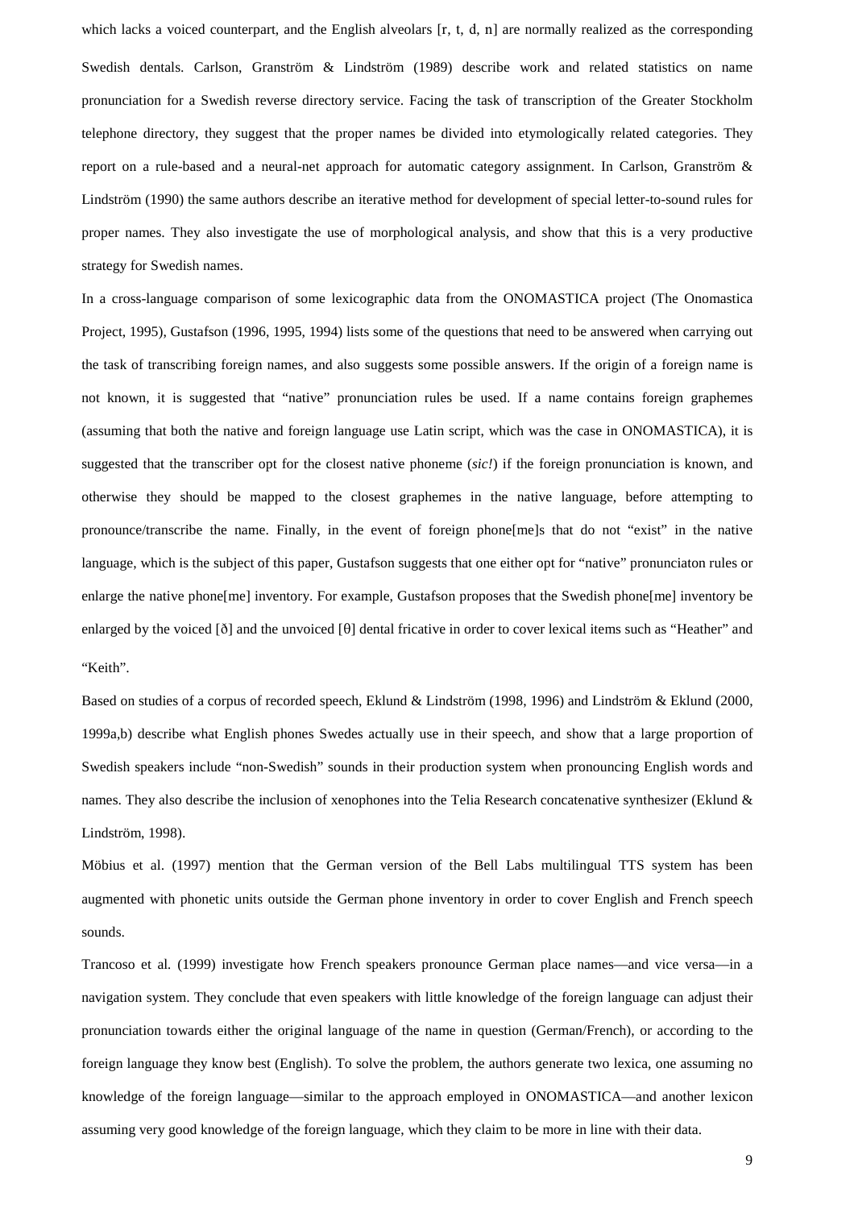which lacks a voiced counterpart, and the English alveolars [r, t, d, n] are normally realized as the corresponding Swedish dentals. Carlson, Granström & Lindström (1989) describe work and related statistics on name pronunciation for a Swedish reverse directory service. Facing the task of transcription of the Greater Stockholm telephone directory, they suggest that the proper names be divided into etymologically related categories. They report on a rule-based and a neural-net approach for automatic category assignment. In Carlson, Granström & Lindström (1990) the same authors describe an iterative method for development of special letter-to-sound rules for proper names. They also investigate the use of morphological analysis, and show that this is a very productive strategy for Swedish names.

In a cross-language comparison of some lexicographic data from the ONOMASTICA project (The Onomastica Project, 1995), Gustafson (1996, 1995, 1994) lists some of the questions that need to be answered when carrying out the task of transcribing foreign names, and also suggests some possible answers. If the origin of a foreign name is not known, it is suggested that "native" pronunciation rules be used. If a name contains foreign graphemes (assuming that both the native and foreign language use Latin script, which was the case in ONOMASTICA), it is suggested that the transcriber opt for the closest native phoneme (*sic!*) if the foreign pronunciation is known, and otherwise they should be mapped to the closest graphemes in the native language, before attempting to pronounce/transcribe the name. Finally, in the event of foreign phone[me]s that do not "exist" in the native language, which is the subject of this paper, Gustafson suggests that one either opt for "native" pronunciaton rules or enlarge the native phone[me] inventory. For example, Gustafson proposes that the Swedish phone[me] inventory be enlarged by the voiced [ð] and the unvoiced [θ] dental fricative in order to cover lexical items such as "Heather" and "Keith".

Based on studies of a corpus of recorded speech, Eklund & Lindström (1998, 1996) and Lindström & Eklund (2000, 1999a,b) describe what English phones Swedes actually use in their speech, and show that a large proportion of Swedish speakers include "non-Swedish" sounds in their production system when pronouncing English words and names. They also describe the inclusion of xenophones into the Telia Research concatenative synthesizer (Eklund & Lindström, 1998).

Möbius et al. (1997) mention that the German version of the Bell Labs multilingual TTS system has been augmented with phonetic units outside the German phone inventory in order to cover English and French speech sounds.

Trancoso et al. (1999) investigate how French speakers pronounce German place names—and vice versa—in a navigation system. They conclude that even speakers with little knowledge of the foreign language can adjust their pronunciation towards either the original language of the name in question (German/French), or according to the foreign language they know best (English). To solve the problem, the authors generate two lexica, one assuming no knowledge of the foreign language—similar to the approach employed in ONOMASTICA—and another lexicon assuming very good knowledge of the foreign language, which they claim to be more in line with their data.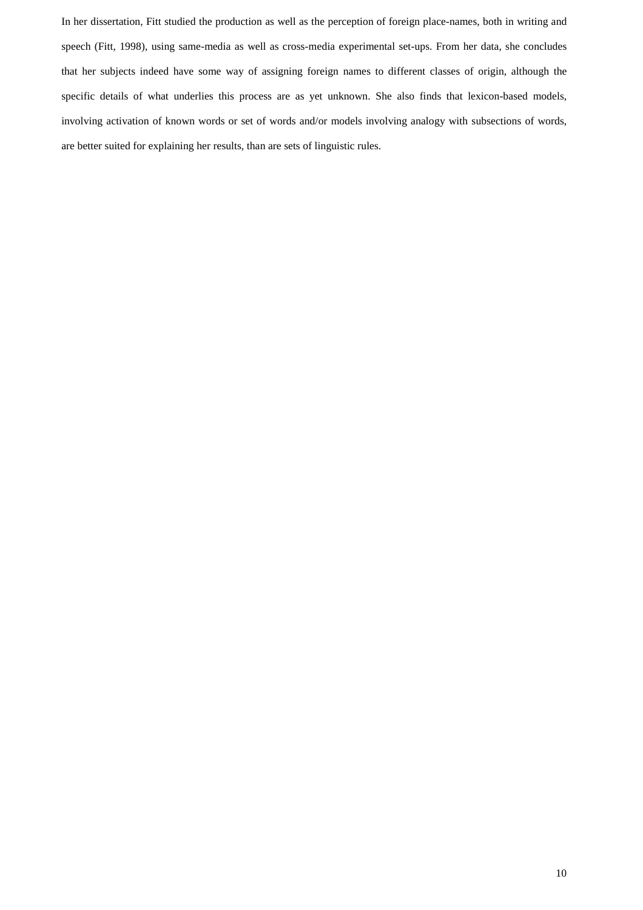In her dissertation, Fitt studied the production as well as the perception of foreign place-names, both in writing and speech (Fitt, 1998), using same-media as well as cross-media experimental set-ups. From her data, she concludes that her subjects indeed have some way of assigning foreign names to different classes of origin, although the specific details of what underlies this process are as yet unknown. She also finds that lexicon-based models, involving activation of known words or set of words and/or models involving analogy with subsections of words, are better suited for explaining her results, than are sets of linguistic rules.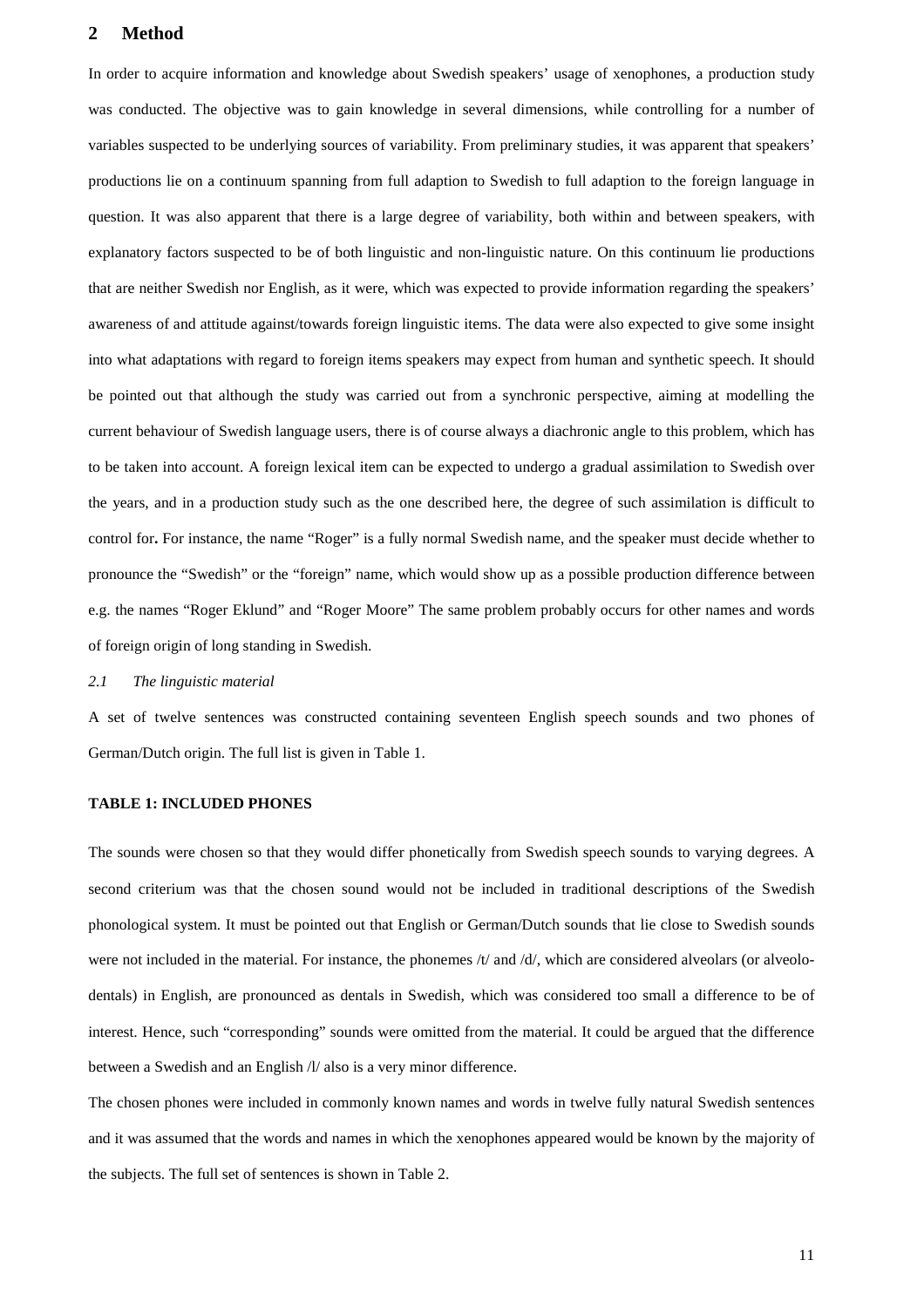## 2 Method

In order to acquire information and knowledge about Swedish speakers' usage of xenophones, a production study was conducted. The objective was to gain knowledge in several dimensions, while controlling for a number of variables suspected to be underlying sources of variability. From preliminary studies, it was apparent that speakers' productions lie on a continuum spanning from full adaption to Swedish to full adaption to the foreign language in question. It was also apparent that there is a large degree of variability, both within and between speakers, with explanatory factors suspected to be of both linguistic and non-linguistic nature. On this continuum lie productions that are neither Swedish nor English, as it were, which was expected to provide information regarding the speakers' awareness of and attitude against/towards foreign linguistic items. The data were also expected to give some insight into what adaptations with regard to foreign items speakers may expect from human and synthetic speech. It should be pointed out that although the study was carried out from a synchronic perspective, aiming at modelling the current behaviour of Swedish language users, there is of course always a diachronic angle to this problem, which has to be taken into account. A foreign lexical item can be expected to undergo a gradual assimilation to Swedish over the years, and in a production study such as the one described here, the degree of such assimilation is difficult to control for**.** For instance, the name "Roger" is a fully normal Swedish name, and the speaker must decide whether to pronounce the "Swedish" or the "foreign" name, which would show up as a possible production difference between e.g. the names "Roger Eklund" and "Roger Moore" The same problem probably occurs for other names and words of foreign origin of long standing in Swedish.

### *2.1 The linguistic material*

A set of twelve sentences was constructed containing seventeen English speech sounds and two phones of German/Dutch origin. The full list is given in Table 1.

**TABLE 1: INCLUDED PHONES**

The sounds were chosen so that they would differ phonetically from Swedish speech sounds to varying degrees. A second criterium was that the chosen sound would not be included in traditional descriptions of the Swedish phonological system. It must be pointed out that English or German/Dutch sounds that lie close to Swedish sounds were not included in the material. For instance, the phonemes /t/ and /d/, which are considered alveolars (or alveolo-dentals) in English, are pronounced as dentals in Swedish, which was considered too small a difference to be of interest. Hence, such "corresponding" sounds were omitted from the material. It could be argued that the difference between a Swedish and an English /l/ also is a very minor difference.

The chosen phones were included in commonly known names and words in twelve fully natural Swedish sentences and it was assumed that the words and names in which the xenophones appeared would be known by the majority of the subjects. The full set of sentences is shown in Table 2.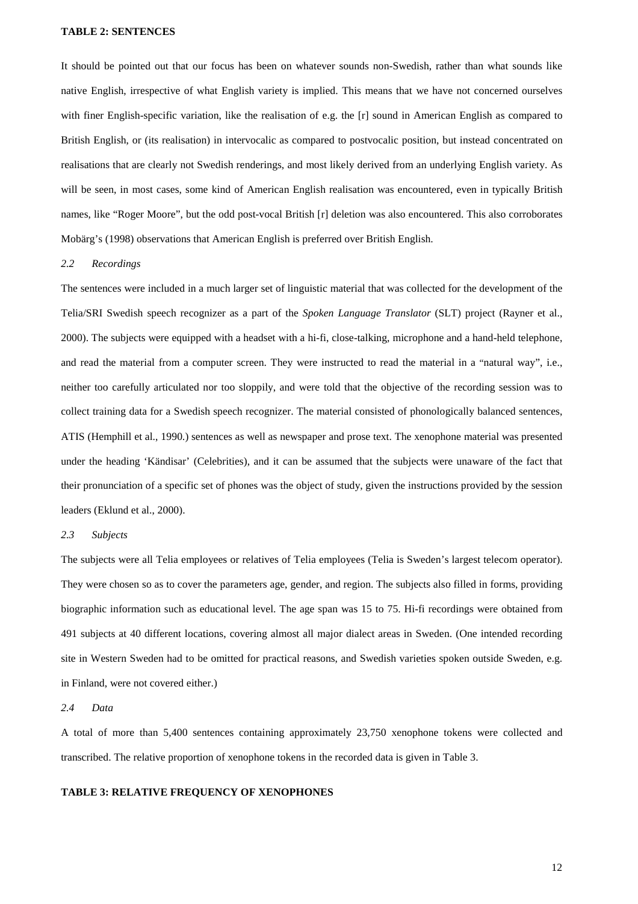**TABLE 2: SENTENCES**

It should be pointed out that our focus has been on whatever sounds non-Swedish, rather than what sounds like native English, irrespective of what English variety is implied. This means that we have not concerned ourselves with finer English-specific variation, like the realisation of e.g. the [r] sound in American English as compared to British English, or (its realisation) in intervocalic as compared to postvocalic position, but instead concentrated on realisations that are clearly not Swedish renderings, and most likely derived from an underlying English variety. As will be seen, in most cases, some kind of American English realisation was encountered, even in typically British names, like "Roger Moore", but the odd post-vocal British [r] deletion was also encountered. This also corroborates Mobärg's (1998) observations that American English is preferred over British English.

### *2.2 Recordings*

The sentences were included in a much larger set of linguistic material that was collected for the development of the Telia/SRI Swedish speech recognizer as a part of the *Spoken Language Translator* (SLT) project (Rayner et al., 2000). The subjects were equipped with a headset with a hi-fi, close-talking, microphone and a hand-held telephone, and read the material from a computer screen. They were instructed to read the material in a "natural way", i.e., neither too carefully articulated nor too sloppily, and were told that the objective of the recording session was to collect training data for a Swedish speech recognizer. The material consisted of phonologically balanced sentences, ATIS (Hemphill et al., 1990.) sentences as well as newspaper and prose text. The xenophone material was presented under the heading 'Kändisar' (Celebrities), and it can be assumed that the subjects were unaware of the fact that their pronunciation of a specific set of phones was the object of study, given the instructions provided by the session leaders (Eklund et al., 2000).

### *2.3 Subjects*

The subjects were all Telia employees or relatives of Telia employees (Telia is Sweden's largest telecom operator). They were chosen so as to cover the parameters age, gender, and region. The subjects also filled in forms, providing biographic information such as educational level. The age span was 15 to 75. Hi-fi recordings were obtained from 491 subjects at 40 different locations, covering almost all major dialect areas in Sweden. (One intended recording site in Western Sweden had to be omitted for practical reasons, and Swedish varieties spoken outside Sweden, e.g. in Finland, were not covered either.)

### *2.4 Data*

A total of more than 5,400 sentences containing approximately 23,750 xenophone tokens were collected and transcribed. The relative proportion of xenophone tokens in the recorded data is given in Table 3.

**TABLE 3: RELATIVE FREQUENCY OF XENOPHONES**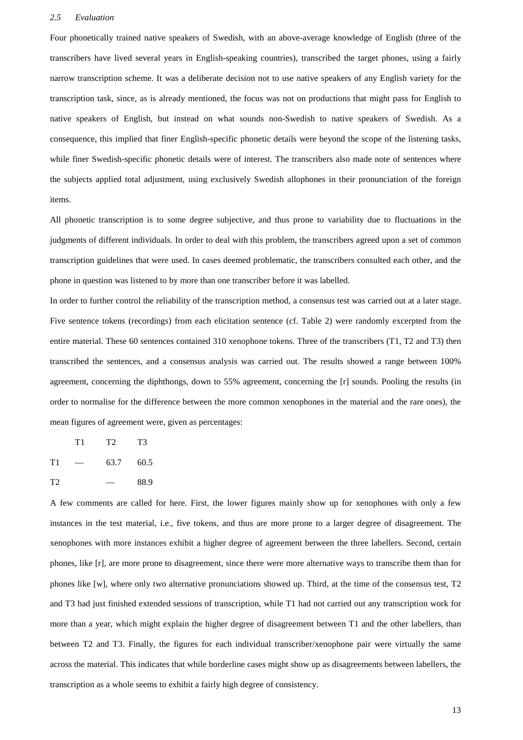### *2.5 Evaluation*

Four phonetically trained native speakers of Swedish, with an above-average knowledge of English (three of the transcribers have lived several years in English-speaking countries), transcribed the target phones, using a fairly narrow transcription scheme. It was a deliberate decision not to use native speakers of any English variety for the transcription task, since, as is already mentioned, the focus was not on productions that might pass for English to native speakers of English, but instead on what sounds non-Swedish to native speakers of Swedish. As a consequence, this implied that finer English-specific phonetic details were beyond the scope of the listening tasks, while finer Swedish-specific phonetic details were of interest. The transcribers also made note of sentences where the subjects applied total adjustment, using exclusively Swedish allophones in their pronunciation of the foreign items.

All phonetic transcription is to some degree subjective, and thus prone to variability due to fluctuations in the judgments of different individuals. In order to deal with this problem, the transcribers agreed upon a set of common transcription guidelines that were used. In cases deemed problematic, the transcribers consulted each other, and the phone in question was listened to by more than one transcriber before it was labelled.

In order to further control the reliability of the transcription method, a consensus test was carried out at a later stage. Five sentence tokens (recordings) from each elicitation sentence (cf. Table 2) were randomly excerpted from the entire material. These 60 sentences contained 310 xenophone tokens. Three of the transcribers (T1, T2 and T3) then transcribed the sentences, and a consensus analysis was carried out. The results showed a range between 100% agreement, concerning the diphthongs, down to 55% agreement, concerning the [r] sounds. Pooling the results (in order to normalise for the difference between the more common xenophones in the material and the rare ones), the mean figures of agreement were, given as percentages:

| | T1 | T2 | T3 |
|---|---|---|---|
| T1 | — | 63.7 | 60.5 |
| T2 | | — | 88.9 |

A few comments are called for here. First, the lower figures mainly show up for xenophones with only a few instances in the test material, i.e., five tokens, and thus are more prone to a larger degree of disagreement. The xenophones with more instances exhibit a higher degree of agreement between the three labellers. Second, certain phones, like [r], are more prone to disagreement, since there were more alternative ways to transcribe them than for phones like [w], where only two alternative pronunciations showed up. Third, at the time of the consensus test, T2 and T3 had just finished extended sessions of transcription, while T1 had not carried out any transcription work for more than a year, which might explain the higher degree of disagreement between T1 and the other labellers, than between T2 and T3. Finally, the figures for each individual transcriber/xenophone pair were virtually the same across the material. This indicates that while borderline cases might show up as disagreements between labellers, the transcription as a whole seems to exhibit a fairly high degree of consistency.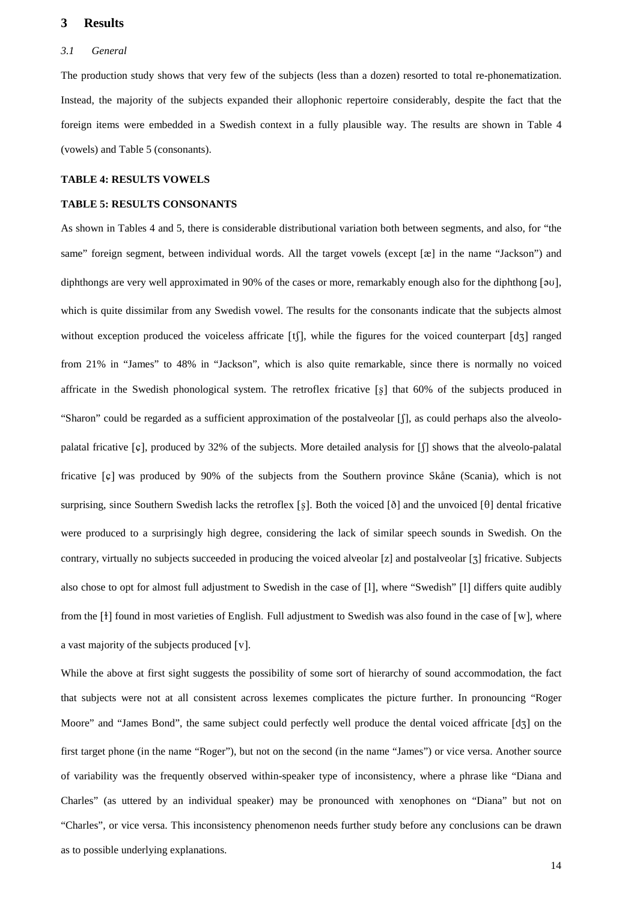## 3 Results

### *3.1 General*

The production study shows that very few of the subjects (less than a dozen) resorted to total re-phonematization. Instead, the majority of the subjects expanded their allophonic repertoire considerably, despite the fact that the foreign items were embedded in a Swedish context in a fully plausible way. The results are shown in Table 4 (vowels) and Table 5 (consonants).

**TABLE 4: RESULTS VOWELS**

**TABLE 5: RESULTS CONSONANTS**

As shown in Tables 4 and 5, there is considerable distributional variation both between segments, and also, for "the same" foreign segment, between individual words. All the target vowels (except [æ] in the name "Jackson") and diphthongs are very well approximated in 90% of the cases or more, remarkably enough also for the diphthong [əʊ], which is quite dissimilar from any Swedish vowel. The results for the consonants indicate that the subjects almost without exception produced the voiceless affricate [tʃ], while the figures for the voiced counterpart [dʒ] ranged from 21% in "James" to 48% in "Jackson", which is also quite remarkable, since there is normally no voiced affricate in the Swedish phonological system. The retroflex fricative [ʂ] that 60% of the subjects produced in "Sharon" could be regarded as a sufficient approximation of the postalveolar [ʃ], as could perhaps also the alveolo-palatal fricative [ɕ], produced by 32% of the subjects. More detailed analysis for [ʃ] shows that the alveolo-palatal fricative [ɕ] was produced by 90% of the subjects from the Southern province Skåne (Scania), which is not surprising, since Southern Swedish lacks the retroflex [ʂ]. Both the voiced [ð] and the unvoiced [θ] dental fricative were produced to a surprisingly high degree, considering the lack of similar speech sounds in Swedish. On the contrary, virtually no subjects succeeded in producing the voiced alveolar [z] and postalveolar [ʒ] fricative. Subjects also chose to opt for almost full adjustment to Swedish in the case of [l], where "Swedish" [l] differs quite audibly from the [ɫ] found in most varieties of English. Full adjustment to Swedish was also found in the case of [w], where a vast majority of the subjects produced [v].

While the above at first sight suggests the possibility of some sort of hierarchy of sound accommodation, the fact that subjects were not at all consistent across lexemes complicates the picture further. In pronouncing "Roger Moore" and "James Bond", the same subject could perfectly well produce the dental voiced affricate [dʒ] on the first target phone (in the name "Roger"), but not on the second (in the name "James") or vice versa. Another source of variability was the frequently observed within-speaker type of inconsistency, where a phrase like "Diana and Charles" (as uttered by an individual speaker) may be pronounced with xenophones on "Diana" but not on "Charles", or vice versa. This inconsistency phenomenon needs further study before any conclusions can be drawn as to possible underlying explanations.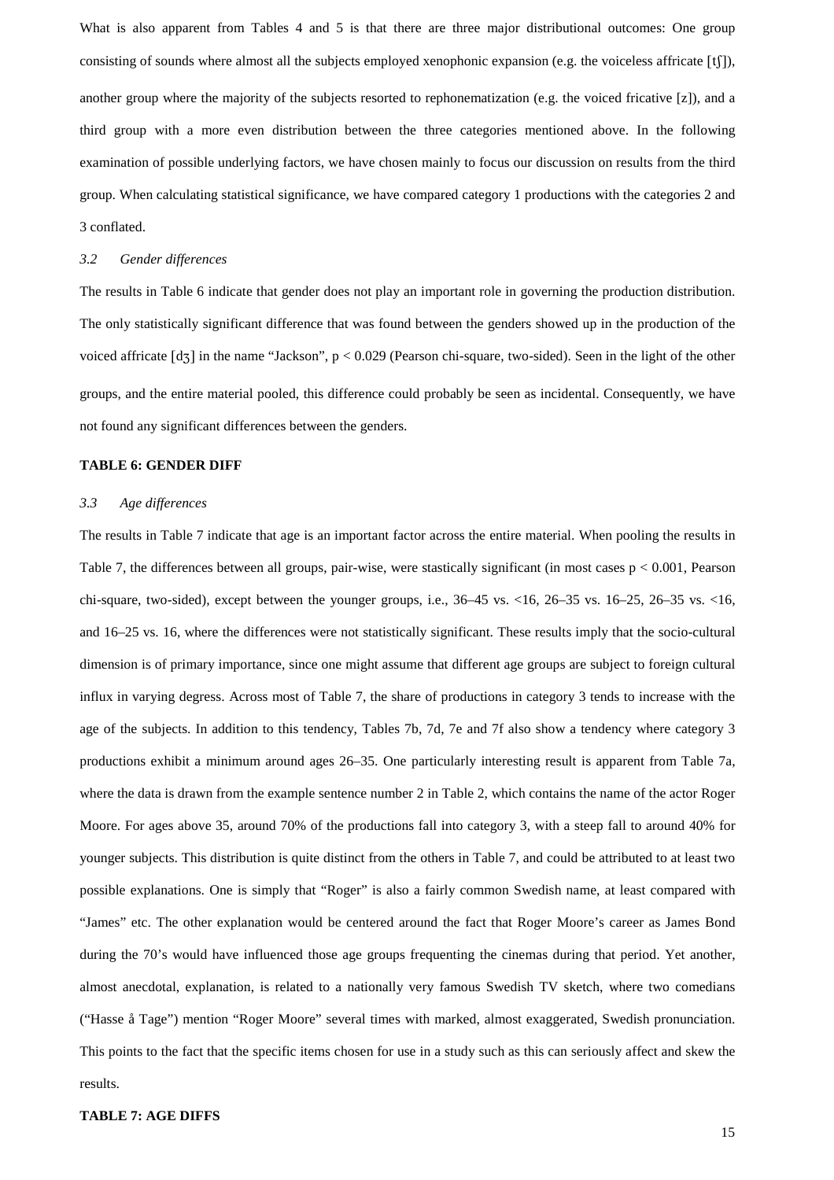What is also apparent from Tables 4 and 5 is that there are three major distributional outcomes: One group consisting of sounds where almost all the subjects employed xenophonic expansion (e.g. the voiceless affricate [tʃ]), another group where the majority of the subjects resorted to rephonematization (e.g. the voiced fricative [z]), and a third group with a more even distribution between the three categories mentioned above. In the following examination of possible underlying factors, we have chosen mainly to focus our discussion on results from the third group. When calculating statistical significance, we have compared category 1 productions with the categories 2 and 3 conflated.

### *3.2 Gender differences*

The results in Table 6 indicate that gender does not play an important role in governing the production distribution. The only statistically significant difference that was found between the genders showed up in the production of the voiced affricate [dʒ] in the name "Jackson", $p < 0.029$ (Pearson chi-square, two-sided). Seen in the light of the other groups, and the entire material pooled, this difference could probably be seen as incidental. Consequently, we have not found any significant differences between the genders.

**TABLE 6: GENDER DIFF**

### *3.3 Age differences*

The results in Table 7 indicate that age is an important factor across the entire material. When pooling the results in Table 7, the differences between all groups, pair-wise, were stastically significant (in most cases $p < 0.001$, Pearson chi-square, two-sided), except between the younger groups, i.e., 36–45 vs. <16, 26–35 vs. 16–25, 26–35 vs. <16, and 16–25 vs. 16, where the differences were not statistically significant. These results imply that the socio-cultural dimension is of primary importance, since one might assume that different age groups are subject to foreign cultural influx in varying degress. Across most of Table 7, the share of productions in category 3 tends to increase with the age of the subjects. In addition to this tendency, Tables 7b, 7d, 7e and 7f also show a tendency where category 3 productions exhibit a minimum around ages 26–35. One particularly interesting result is apparent from Table 7a, where the data is drawn from the example sentence number 2 in Table 2, which contains the name of the actor Roger Moore. For ages above 35, around 70% of the productions fall into category 3, with a steep fall to around 40% for younger subjects. This distribution is quite distinct from the others in Table 7, and could be attributed to at least two possible explanations. One is simply that "Roger" is also a fairly common Swedish name, at least compared with "James" etc. The other explanation would be centered around the fact that Roger Moore's career as James Bond during the 70's would have influenced those age groups frequenting the cinemas during that period. Yet another, almost anecdotal, explanation, is related to a nationally very famous Swedish TV sketch, where two comedians ("Hasse å Tage") mention "Roger Moore" several times with marked, almost exaggerated, Swedish pronunciation. This points to the fact that the specific items chosen for use in a study such as this can seriously affect and skew the results.

**TABLE 7: AGE DIFFS**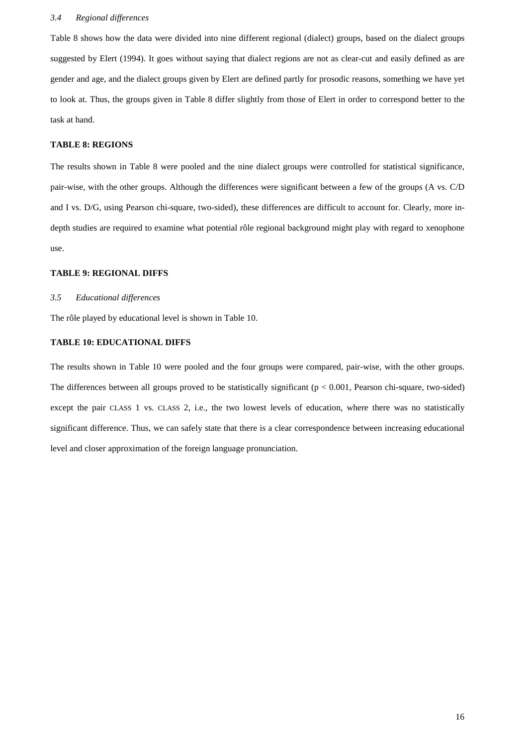### *3.4 Regional differences*

Table 8 shows how the data were divided into nine different regional (dialect) groups, based on the dialect groups suggested by Elert (1994). It goes without saying that dialect regions are not as clear-cut and easily defined as are gender and age, and the dialect groups given by Elert are defined partly for prosodic reasons, something we have yet to look at. Thus, the groups given in Table 8 differ slightly from those of Elert in order to correspond better to the task at hand.

**TABLE 8: REGIONS**

The results shown in Table 8 were pooled and the nine dialect groups were controlled for statistical significance, pair-wise, with the other groups. Although the differences were significant between a few of the groups (A vs. C/D and I vs. D/G, using Pearson chi-square, two-sided), these differences are difficult to account for. Clearly, more in-depth studies are required to examine what potential rôle regional background might play with regard to xenophone use.

**TABLE 9: REGIONAL DIFFS**

### *3.5 Educational differences*

The rôle played by educational level is shown in Table 10.

**TABLE 10: EDUCATIONAL DIFFS**

The results shown in Table 10 were pooled and the four groups were compared, pair-wise, with the other groups. The differences between all groups proved to be statistically significant ($p < 0.001$, Pearson chi-square, two-sided) except the pair CLASS 1 vs. CLASS 2, i.e., the two lowest levels of education, where there was no statistically significant difference. Thus, we can safely state that there is a clear correspondence between increasing educational level and closer approximation of the foreign language pronunciation.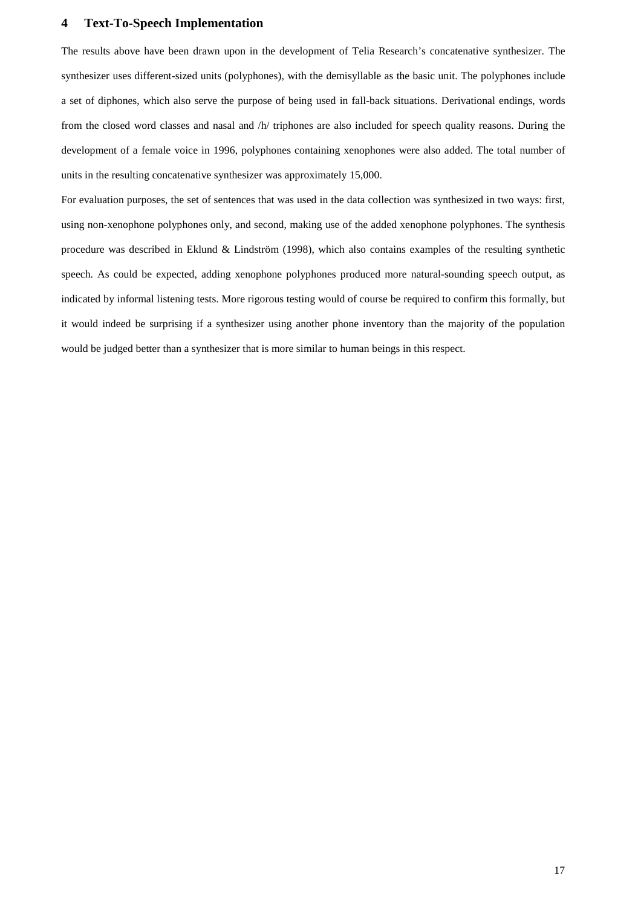## 4 Text-To-Speech Implementation

The results above have been drawn upon in the development of Telia Research's concatenative synthesizer. The synthesizer uses different-sized units (polyphones), with the demisyllable as the basic unit. The polyphones include a set of diphones, which also serve the purpose of being used in fall-back situations. Derivational endings, words from the closed word classes and nasal and /h/ triphones are also included for speech quality reasons. During the development of a female voice in 1996, polyphones containing xenophones were also added. The total number of units in the resulting concatenative synthesizer was approximately 15,000.

For evaluation purposes, the set of sentences that was used in the data collection was synthesized in two ways: first, using non-xenophone polyphones only, and second, making use of the added xenophone polyphones. The synthesis procedure was described in Eklund & Lindström (1998), which also contains examples of the resulting synthetic speech. As could be expected, adding xenophone polyphones produced more natural-sounding speech output, as indicated by informal listening tests. More rigorous testing would of course be required to confirm this formally, but it would indeed be surprising if a synthesizer using another phone inventory than the majority of the population would be judged better than a synthesizer that is more similar to human beings in this respect.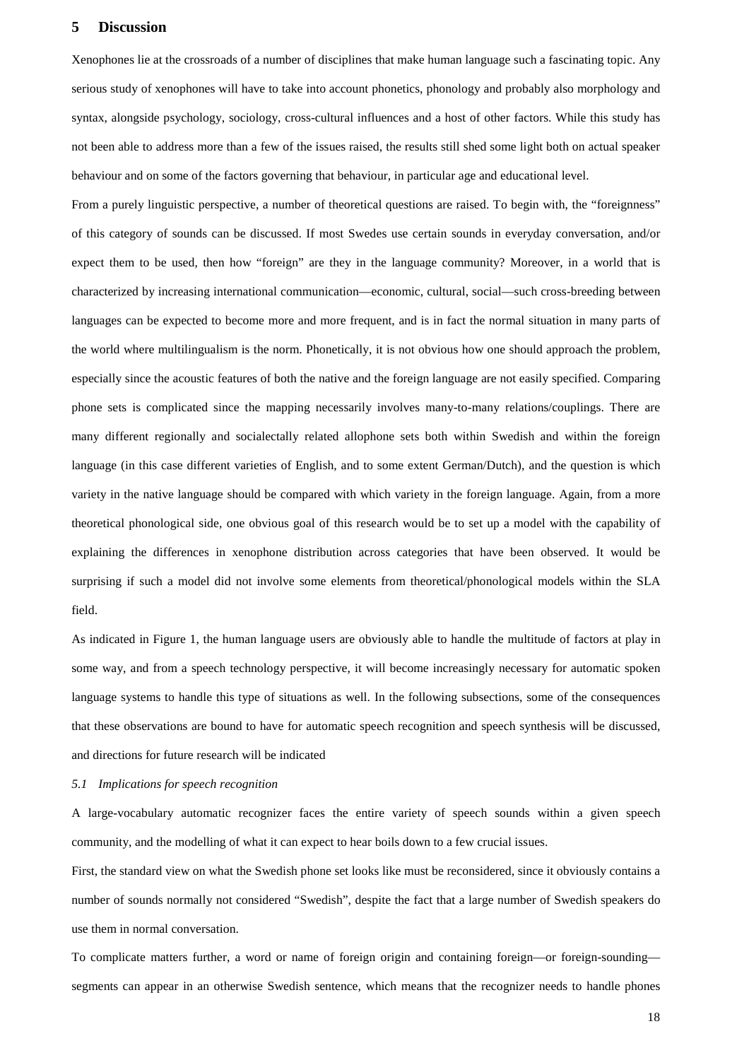## 5 Discussion

Xenophones lie at the crossroads of a number of disciplines that make human language such a fascinating topic. Any serious study of xenophones will have to take into account phonetics, phonology and probably also morphology and syntax, alongside psychology, sociology, cross-cultural influences and a host of other factors. While this study has not been able to address more than a few of the issues raised, the results still shed some light both on actual speaker behaviour and on some of the factors governing that behaviour, in particular age and educational level.

From a purely linguistic perspective, a number of theoretical questions are raised. To begin with, the "foreignness" of this category of sounds can be discussed. If most Swedes use certain sounds in everyday conversation, and/or expect them to be used, then how "foreign" are they in the language community? Moreover, in a world that is characterized by increasing international communication—economic, cultural, social—such cross-breeding between languages can be expected to become more and more frequent, and is in fact the normal situation in many parts of the world where multilingualism is the norm. Phonetically, it is not obvious how one should approach the problem, especially since the acoustic features of both the native and the foreign language are not easily specified. Comparing phone sets is complicated since the mapping necessarily involves many-to-many relations/couplings. There are many different regionally and socialectally related allophone sets both within Swedish and within the foreign language (in this case different varieties of English, and to some extent German/Dutch), and the question is which variety in the native language should be compared with which variety in the foreign language. Again, from a more theoretical phonological side, one obvious goal of this research would be to set up a model with the capability of explaining the differences in xenophone distribution across categories that have been observed. It would be surprising if such a model did not involve some elements from theoretical/phonological models within the SLA field.

As indicated in Figure 1, the human language users are obviously able to handle the multitude of factors at play in some way, and from a speech technology perspective, it will become increasingly necessary for automatic spoken language systems to handle this type of situations as well. In the following subsections, some of the consequences that these observations are bound to have for automatic speech recognition and speech synthesis will be discussed, and directions for future research will be indicated

### *5.1 Implications for speech recognition*

A large-vocabulary automatic recognizer faces the entire variety of speech sounds within a given speech community, and the modelling of what it can expect to hear boils down to a few crucial issues.

First, the standard view on what the Swedish phone set looks like must be reconsidered, since it obviously contains a number of sounds normally not considered "Swedish", despite the fact that a large number of Swedish speakers do use them in normal conversation.

To complicate matters further, a word or name of foreign origin and containing foreign—or foreign-sounding—segments can appear in an otherwise Swedish sentence, which means that the recognizer needs to handle phones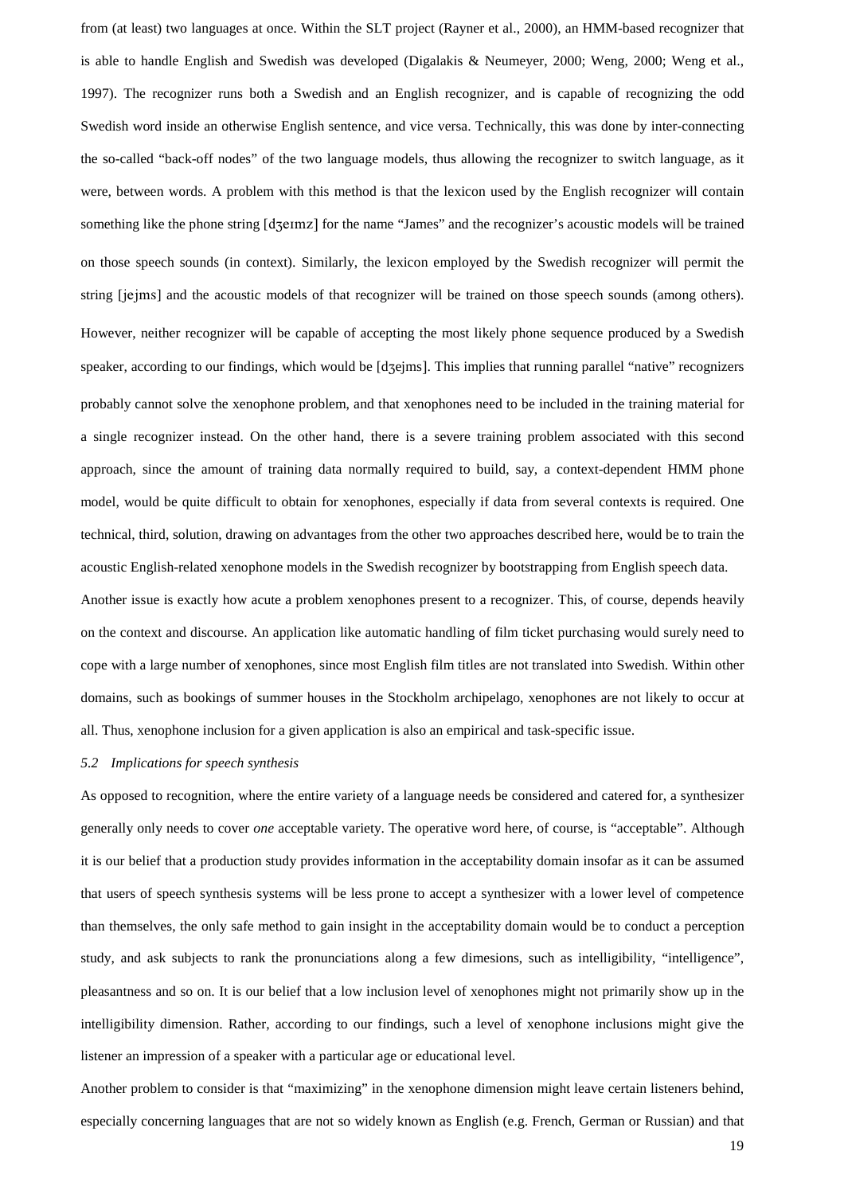from (at least) two languages at once. Within the SLT project (Rayner et al., 2000), an HMM-based recognizer that is able to handle English and Swedish was developed (Digalakis & Neumeyer, 2000; Weng, 2000; Weng et al., 1997). The recognizer runs both a Swedish and an English recognizer, and is capable of recognizing the odd Swedish word inside an otherwise English sentence, and vice versa. Technically, this was done by inter-connecting the so-called "back-off nodes" of the two language models, thus allowing the recognizer to switch language, as it were, between words. A problem with this method is that the lexicon used by the English recognizer will contain something like the phone string [dʒeɪmz] for the name "James" and the recognizer's acoustic models will be trained on those speech sounds (in context). Similarly, the lexicon employed by the Swedish recognizer will permit the string [jejms] and the acoustic models of that recognizer will be trained on those speech sounds (among others). However, neither recognizer will be capable of accepting the most likely phone sequence produced by a Swedish speaker, according to our findings, which would be [dʒejms]. This implies that running parallel "native" recognizers probably cannot solve the xenophone problem, and that xenophones need to be included in the training material for a single recognizer instead. On the other hand, there is a severe training problem associated with this second approach, since the amount of training data normally required to build, say, a context-dependent HMM phone model, would be quite difficult to obtain for xenophones, especially if data from several contexts is required. One technical, third, solution, drawing on advantages from the other two approaches described here, would be to train the acoustic English-related xenophone models in the Swedish recognizer by bootstrapping from English speech data.

Another issue is exactly how acute a problem xenophones present to a recognizer. This, of course, depends heavily on the context and discourse. An application like automatic handling of film ticket purchasing would surely need to cope with a large number of xenophones, since most English film titles are not translated into Swedish. Within other domains, such as bookings of summer houses in the Stockholm archipelago, xenophones are not likely to occur at all. Thus, xenophone inclusion for a given application is also an empirical and task-specific issue.

### *5.2 Implications for speech synthesis*

As opposed to recognition, where the entire variety of a language needs be considered and catered for, a synthesizer generally only needs to cover *one* acceptable variety. The operative word here, of course, is "acceptable". Although it is our belief that a production study provides information in the acceptability domain insofar as it can be assumed that users of speech synthesis systems will be less prone to accept a synthesizer with a lower level of competence than themselves, the only safe method to gain insight in the acceptability domain would be to conduct a perception study, and ask subjects to rank the pronunciations along a few dimesions, such as intelligibility, "intelligence", pleasantness and so on. It is our belief that a low inclusion level of xenophones might not primarily show up in the intelligibility dimension. Rather, according to our findings, such a level of xenophone inclusions might give the listener an impression of a speaker with a particular age or educational level.

Another problem to consider is that "maximizing" in the xenophone dimension might leave certain listeners behind, especially concerning languages that are not so widely known as English (e.g. French, German or Russian) and that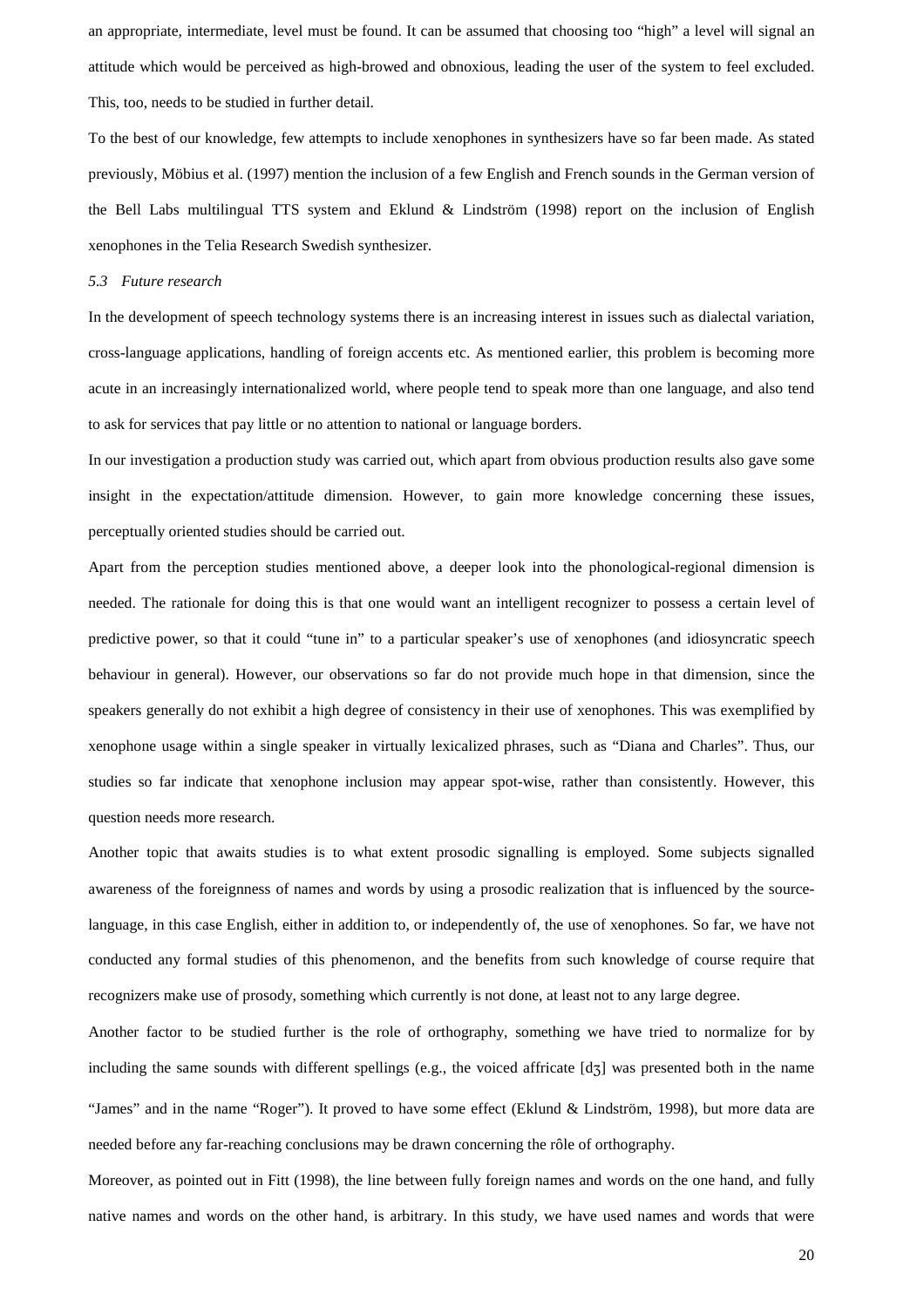an appropriate, intermediate, level must be found. It can be assumed that choosing too "high" a level will signal an attitude which would be perceived as high-browed and obnoxious, leading the user of the system to feel excluded. This, too, needs to be studied in further detail.

To the best of our knowledge, few attempts to include xenophones in synthesizers have so far been made. As stated previously, Möbius et al. (1997) mention the inclusion of a few English and French sounds in the German version of the Bell Labs multilingual TTS system and Eklund & Lindström (1998) report on the inclusion of English xenophones in the Telia Research Swedish synthesizer.

### *5.3 Future research*

In the development of speech technology systems there is an increasing interest in issues such as dialectal variation, cross-language applications, handling of foreign accents etc. As mentioned earlier, this problem is becoming more acute in an increasingly internationalized world, where people tend to speak more than one language, and also tend to ask for services that pay little or no attention to national or language borders.

In our investigation a production study was carried out, which apart from obvious production results also gave some insight in the expectation/attitude dimension. However, to gain more knowledge concerning these issues, perceptually oriented studies should be carried out.

Apart from the perception studies mentioned above, a deeper look into the phonological-regional dimension is needed. The rationale for doing this is that one would want an intelligent recognizer to possess a certain level of predictive power, so that it could "tune in" to a particular speaker's use of xenophones (and idiosyncratic speech behaviour in general). However, our observations so far do not provide much hope in that dimension, since the speakers generally do not exhibit a high degree of consistency in their use of xenophones. This was exemplified by xenophone usage within a single speaker in virtually lexicalized phrases, such as "Diana and Charles". Thus, our studies so far indicate that xenophone inclusion may appear spot-wise, rather than consistently. However, this question needs more research.

Another topic that awaits studies is to what extent prosodic signalling is employed. Some subjects signalled awareness of the foreignness of names and words by using a prosodic realization that is influenced by the source-language, in this case English, either in addition to, or independently of, the use of xenophones. So far, we have not conducted any formal studies of this phenomenon, and the benefits from such knowledge of course require that recognizers make use of prosody, something which currently is not done, at least not to any large degree.

Another factor to be studied further is the role of orthography, something we have tried to normalize for by including the same sounds with different spellings (e.g., the voiced affricate [dʒ] was presented both in the name "James" and in the name "Roger"). It proved to have some effect (Eklund & Lindström, 1998), but more data are needed before any far-reaching conclusions may be drawn concerning the rôle of orthography.

Moreover, as pointed out in Fitt (1998), the line between fully foreign names and words on the one hand, and fully native names and words on the other hand, is arbitrary. In this study, we have used names and words that were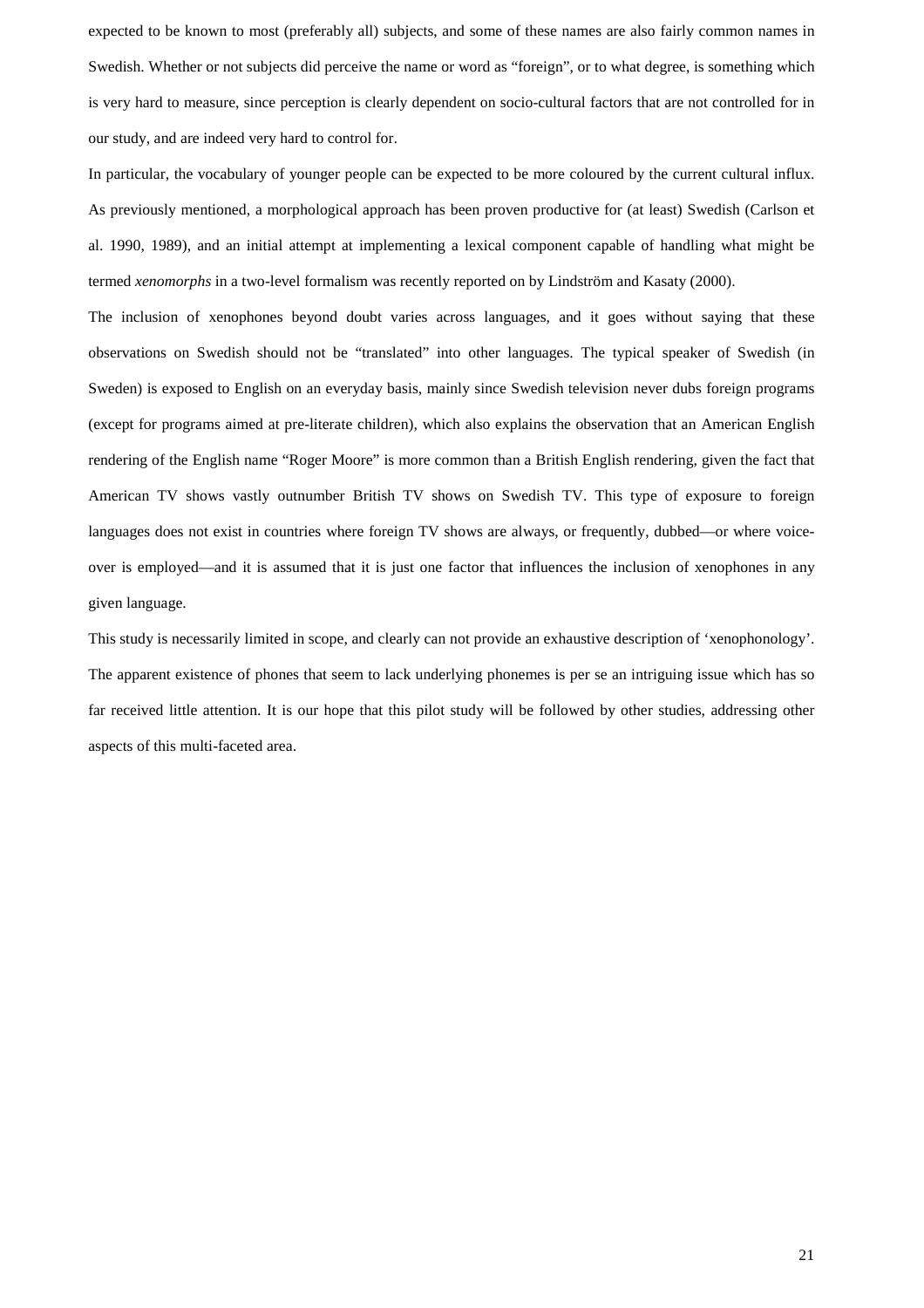expected to be known to most (preferably all) subjects, and some of these names are also fairly common names in Swedish. Whether or not subjects did perceive the name or word as "foreign", or to what degree, is something which is very hard to measure, since perception is clearly dependent on socio-cultural factors that are not controlled for in our study, and are indeed very hard to control for.

In particular, the vocabulary of younger people can be expected to be more coloured by the current cultural influx. As previously mentioned, a morphological approach has been proven productive for (at least) Swedish (Carlson et al. 1990, 1989), and an initial attempt at implementing a lexical component capable of handling what might be termed *xenomorphs* in a two-level formalism was recently reported on by Lindström and Kasaty (2000).

The inclusion of xenophones beyond doubt varies across languages, and it goes without saying that these observations on Swedish should not be "translated" into other languages. The typical speaker of Swedish (in Sweden) is exposed to English on an everyday basis, mainly since Swedish television never dubs foreign programs (except for programs aimed at pre-literate children), which also explains the observation that an American English rendering of the English name "Roger Moore" is more common than a British English rendering, given the fact that American TV shows vastly outnumber British TV shows on Swedish TV. This type of exposure to foreign languages does not exist in countries where foreign TV shows are always, or frequently, dubbed—or where voice-over is employed—and it is assumed that it is just one factor that influences the inclusion of xenophones in any given language.

This study is necessarily limited in scope, and clearly can not provide an exhaustive description of 'xenophonology'. The apparent existence of phones that seem to lack underlying phonemes is per se an intriguing issue which has so far received little attention. It is our hope that this pilot study will be followed by other studies, addressing other aspects of this multi-faceted area.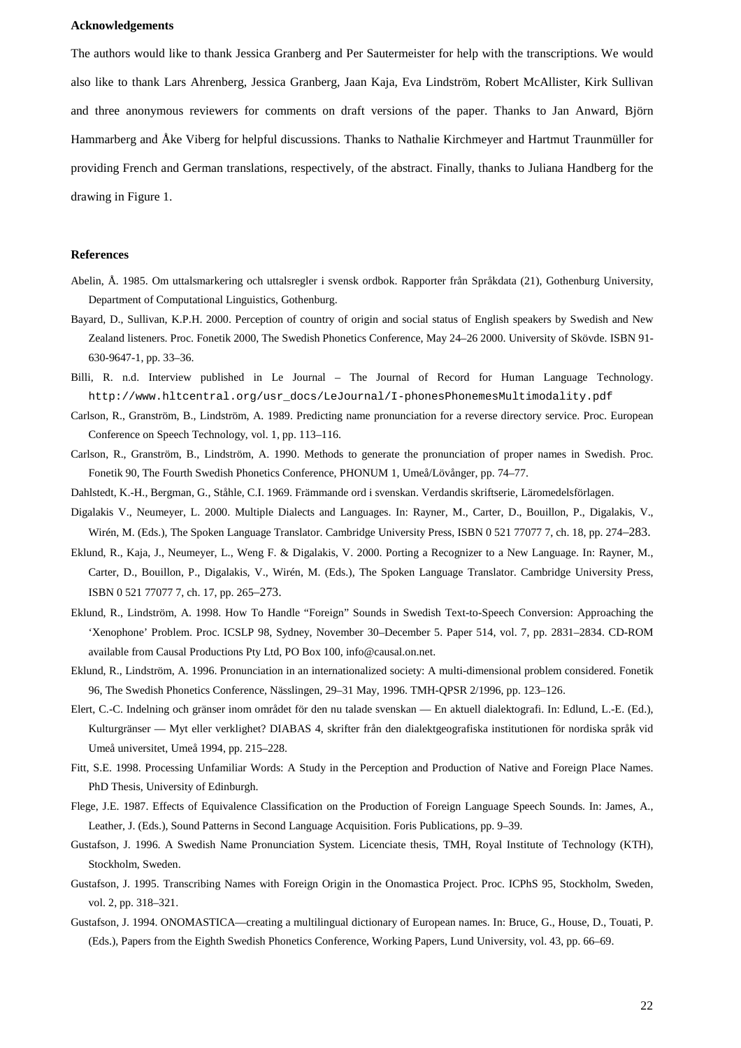**Acknowledgements**

The authors would like to thank Jessica Granberg and Per Sautermeister for help with the transcriptions. We would also like to thank Lars Ahrenberg, Jessica Granberg, Jaan Kaja, Eva Lindström, Robert McAllister, Kirk Sullivan and three anonymous reviewers for comments on draft versions of the paper. Thanks to Jan Anward, Björn Hammarberg and Åke Viberg for helpful discussions. Thanks to Nathalie Kirchmeyer and Hartmut Traunmüller for providing French and German translations, respectively, of the abstract. Finally, thanks to Juliana Handberg for the drawing in Figure 1.

**References**

Abelin, Å. 1985. Om uttalsmarkering och uttalsregler i svensk ordbok. Rapporter från Språkdata (21), Gothenburg University, Department of Computational Linguistics, Gothenburg.

Bayard, D., Sullivan, K.P.H. 2000. Perception of country of origin and social status of English speakers by Swedish and New Zealand listeners. Proc. Fonetik 2000, The Swedish Phonetics Conference, May 24–26 2000. University of Skövde. ISBN 91-630-9647-1, pp. 33–36.

Billi, R. n.d. Interview published in Le Journal – The Journal of Record for Human Language Technology. `http://www.hltcentral.org/usr_docs/LeJournal/I-phonesPhonemesMultimodality.pdf`

Carlson, R., Granström, B., Lindström, A. 1989. Predicting name pronunciation for a reverse directory service. Proc. European Conference on Speech Technology, vol. 1, pp. 113–116.

Carlson, R., Granström, B., Lindström, A. 1990. Methods to generate the pronunciation of proper names in Swedish. Proc. Fonetik 90, The Fourth Swedish Phonetics Conference, PHONUM 1, Umeå/Lövånger, pp. 74–77.

Dahlstedt, K.-H., Bergman, G., Ståhle, C.I. 1969. Främmande ord i svenskan. Verdandis skriftserie, Läromedelsförlagen.

Digalakis V., Neumeyer, L. 2000. Multiple Dialects and Languages. In: Rayner, M., Carter, D., Bouillon, P., Digalakis, V., Wirén, M. (Eds.), The Spoken Language Translator. Cambridge University Press, ISBN 0 521 77077 7, ch. 18, pp. 274–283.

Eklund, R., Kaja, J., Neumeyer, L., Weng F. & Digalakis, V. 2000. Porting a Recognizer to a New Language. In: Rayner, M., Carter, D., Bouillon, P., Digalakis, V., Wirén, M. (Eds.), The Spoken Language Translator. Cambridge University Press, ISBN 0 521 77077 7, ch. 17, pp. 265–273.

Eklund, R., Lindström, A. 1998. How To Handle "Foreign" Sounds in Swedish Text-to-Speech Conversion: Approaching the 'Xenophone' Problem. Proc. ICSLP 98, Sydney, November 30–December 5. Paper 514, vol. 7, pp. 2831–2834. CD-ROM available from Causal Productions Pty Ltd, PO Box 100, info@causal.on.net.

Eklund, R., Lindström, A. 1996. Pronunciation in an internationalized society: A multi-dimensional problem considered. Fonetik 96, The Swedish Phonetics Conference, Nässlingen, 29–31 May, 1996. TMH-QPSR 2/1996, pp. 123–126.

Elert, C.-C. Indelning och gränser inom området för den nu talade svenskan — En aktuell dialektografi. In: Edlund, L.-E. (Ed.), Kulturgränser — Myt eller verklighet? DIABAS 4, skrifter från den dialektgeografiska institutionen för nordiska språk vid Umeå universitet, Umeå 1994, pp. 215–228.

Fitt, S.E. 1998. Processing Unfamiliar Words: A Study in the Perception and Production of Native and Foreign Place Names. PhD Thesis, University of Edinburgh.

Flege, J.E. 1987. Effects of Equivalence Classification on the Production of Foreign Language Speech Sounds. In: James, A., Leather, J. (Eds.), Sound Patterns in Second Language Acquisition. Foris Publications, pp. 9–39.

Gustafson, J. 1996. A Swedish Name Pronunciation System. Licenciate thesis, TMH, Royal Institute of Technology (KTH), Stockholm, Sweden.

Gustafson, J. 1995. Transcribing Names with Foreign Origin in the Onomastica Project. Proc. ICPhS 95, Stockholm, Sweden, vol. 2, pp. 318–321.

Gustafson, J. 1994. ONOMASTICA—creating a multilingual dictionary of European names. In: Bruce, G., House, D., Touati, P. (Eds.), Papers from the Eighth Swedish Phonetics Conference, Working Papers, Lund University, vol. 43, pp. 66–69.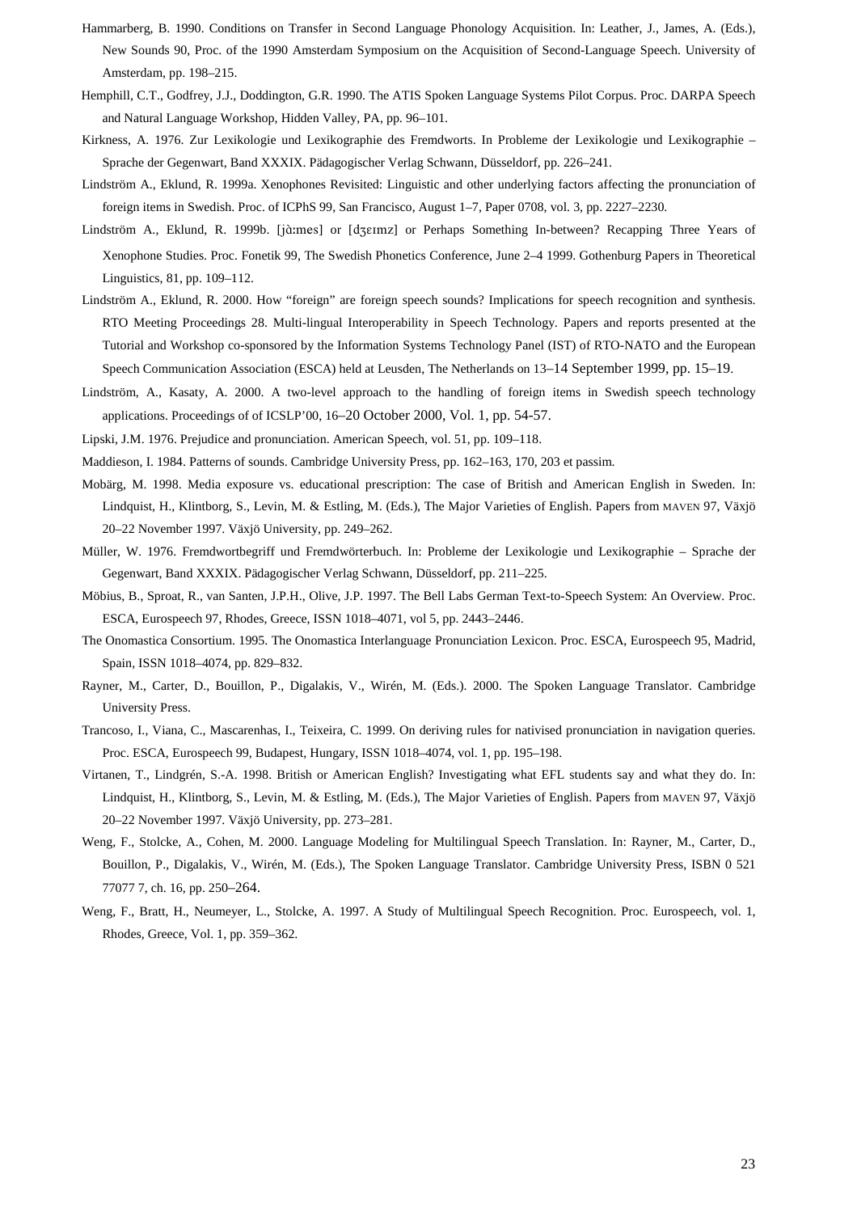Hammarberg, B. 1990. Conditions on Transfer in Second Language Phonology Acquisition. In: Leather, J., James, A. (Eds.), New Sounds 90, Proc. of the 1990 Amsterdam Symposium on the Acquisition of Second-Language Speech. University of Amsterdam, pp. 198–215.

Hemphill, C.T., Godfrey, J.J., Doddington, G.R. 1990. The ATIS Spoken Language Systems Pilot Corpus. Proc. DARPA Speech and Natural Language Workshop, Hidden Valley, PA, pp. 96–101.

Kirkness, A. 1976. Zur Lexikologie und Lexikographie des Fremdworts. In Probleme der Lexikologie und Lexikographie – Sprache der Gegenwart, Band XXXIX. Pädagogischer Verlag Schwann, Düsseldorf, pp. 226–241.

Lindström A., Eklund, R. 1999a. Xenophones Revisited: Linguistic and other underlying factors affecting the pronunciation of foreign items in Swedish. Proc. of ICPhS 99, San Francisco, August 1–7, Paper 0708, vol. 3, pp. 2227–2230.

Lindström A., Eklund, R. 1999b. [jù:mes] or [dʒeɪmz] or Perhaps Something In-between? Recapping Three Years of Xenophone Studies. Proc. Fonetik 99, The Swedish Phonetics Conference, June 2–4 1999. Gothenburg Papers in Theoretical Linguistics, 81, pp. 109–112.

Lindström A., Eklund, R. 2000. How "foreign" are foreign speech sounds? Implications for speech recognition and synthesis. RTO Meeting Proceedings 28. Multi-lingual Interoperability in Speech Technology. Papers and reports presented at the Tutorial and Workshop co-sponsored by the Information Systems Technology Panel (IST) of RTO-NATO and the European Speech Communication Association (ESCA) held at Leusden, The Netherlands on 13–14 September 1999, pp. 15–19.

Lindström, A., Kasaty, A. 2000. A two-level approach to the handling of foreign items in Swedish speech technology applications. Proceedings of of ICSLP'00, 16–20 October 2000, Vol. 1, pp. 54-57.

Lipski, J.M. 1976. Prejudice and pronunciation. American Speech, vol. 51, pp. 109–118.

Maddieson, I. 1984. Patterns of sounds. Cambridge University Press, pp. 162–163, 170, 203 et passim.

Mobärg, M. 1998. Media exposure vs. educational prescription: The case of British and American English in Sweden. In: Lindquist, H., Klintborg, S., Levin, M. & Estling, M. (Eds.), The Major Varieties of English. Papers from MAVEN 97, Växjö 20–22 November 1997. Växjö University, pp. 249–262.

Müller, W. 1976. Fremdwortbegriff und Fremdwörterbuch. In: Probleme der Lexikologie und Lexikographie – Sprache der Gegenwart, Band XXXIX. Pädagogischer Verlag Schwann, Düsseldorf, pp. 211–225.

Möbius, B., Sproat, R., van Santen, J.P.H., Olive, J.P. 1997. The Bell Labs German Text-to-Speech System: An Overview. Proc. ESCA, Eurospeech 97, Rhodes, Greece, ISSN 1018–4071, vol 5, pp. 2443–2446.

The Onomastica Consortium. 1995. The Onomastica Interlanguage Pronunciation Lexicon. Proc. ESCA, Eurospeech 95, Madrid, Spain, ISSN 1018–4074, pp. 829–832.

Rayner, M., Carter, D., Bouillon, P., Digalakis, V., Wirén, M. (Eds.). 2000. The Spoken Language Translator. Cambridge University Press.

Trancoso, I., Viana, C., Mascarenhas, I., Teixeira, C. 1999. On deriving rules for nativised pronunciation in navigation queries. Proc. ESCA, Eurospeech 99, Budapest, Hungary, ISSN 1018–4074, vol. 1, pp. 195–198.

Virtanen, T., Lindgrén, S.-A. 1998. British or American English? Investigating what EFL students say and what they do. In: Lindquist, H., Klintborg, S., Levin, M. & Estling, M. (Eds.), The Major Varieties of English. Papers from MAVEN 97, Växjö 20–22 November 1997. Växjö University, pp. 273–281.

Weng, F., Stolcke, A., Cohen, M. 2000. Language Modeling for Multilingual Speech Translation. In: Rayner, M., Carter, D., Bouillon, P., Digalakis, V., Wirén, M. (Eds.), The Spoken Language Translator. Cambridge University Press, ISBN 0 521 77077 7, ch. 16, pp. 250–264.

Weng, F., Bratt, H., Neumeyer, L., Stolcke, A. 1997. A Study of Multilingual Speech Recognition. Proc. Eurospeech, vol. 1, Rhodes, Greece, Vol. 1, pp. 359–362.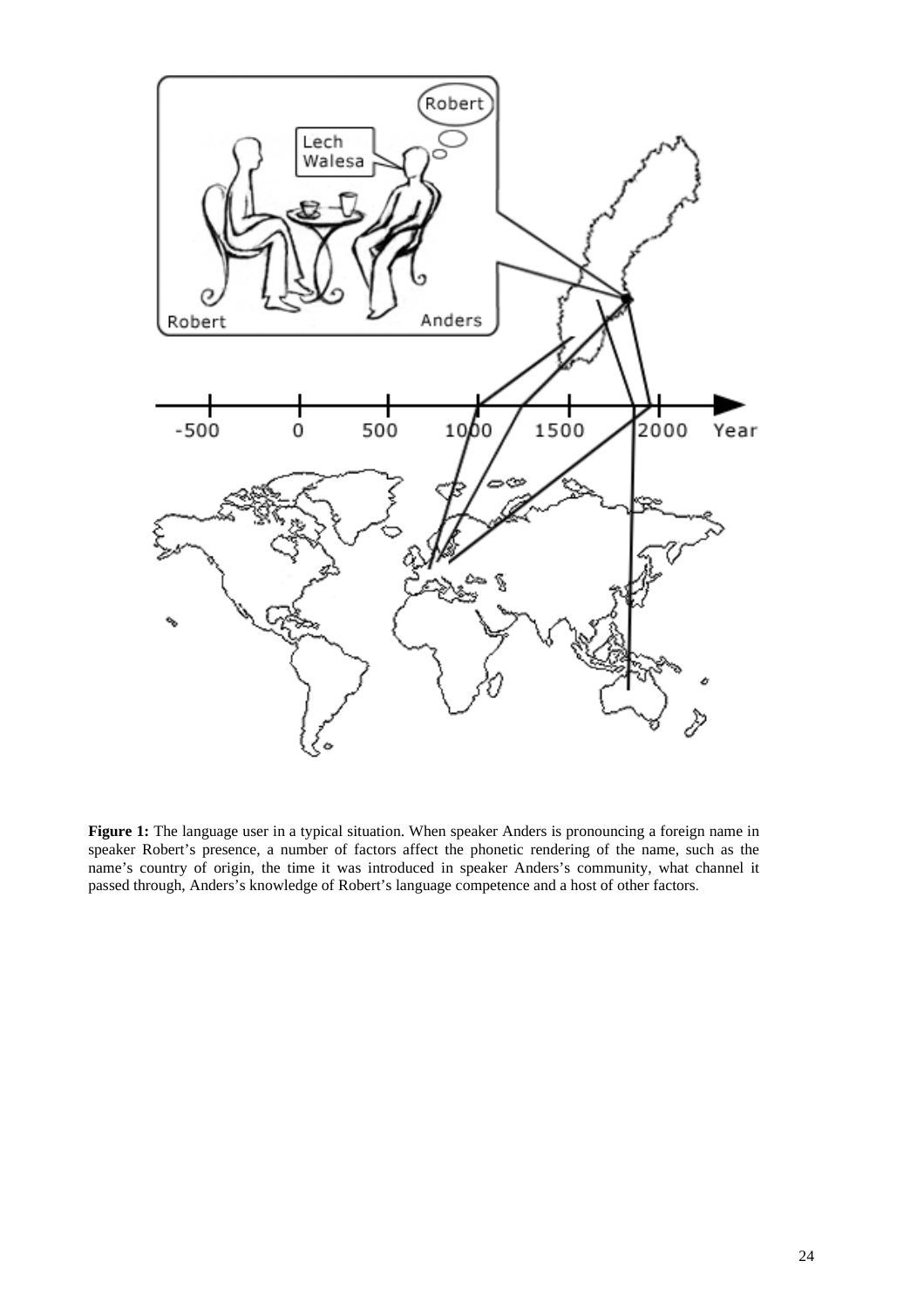**Figure 1:** The language user in a typical situation. When speaker Anders is pronouncing a foreign name in speaker Robert's presence, a number of factors affect the phonetic rendering of the name, such as the name's country of origin, the time it was introduced in speaker Anders's community, what channel it passed through, Anders's knowledge of Robert's language competence and a host of other factors.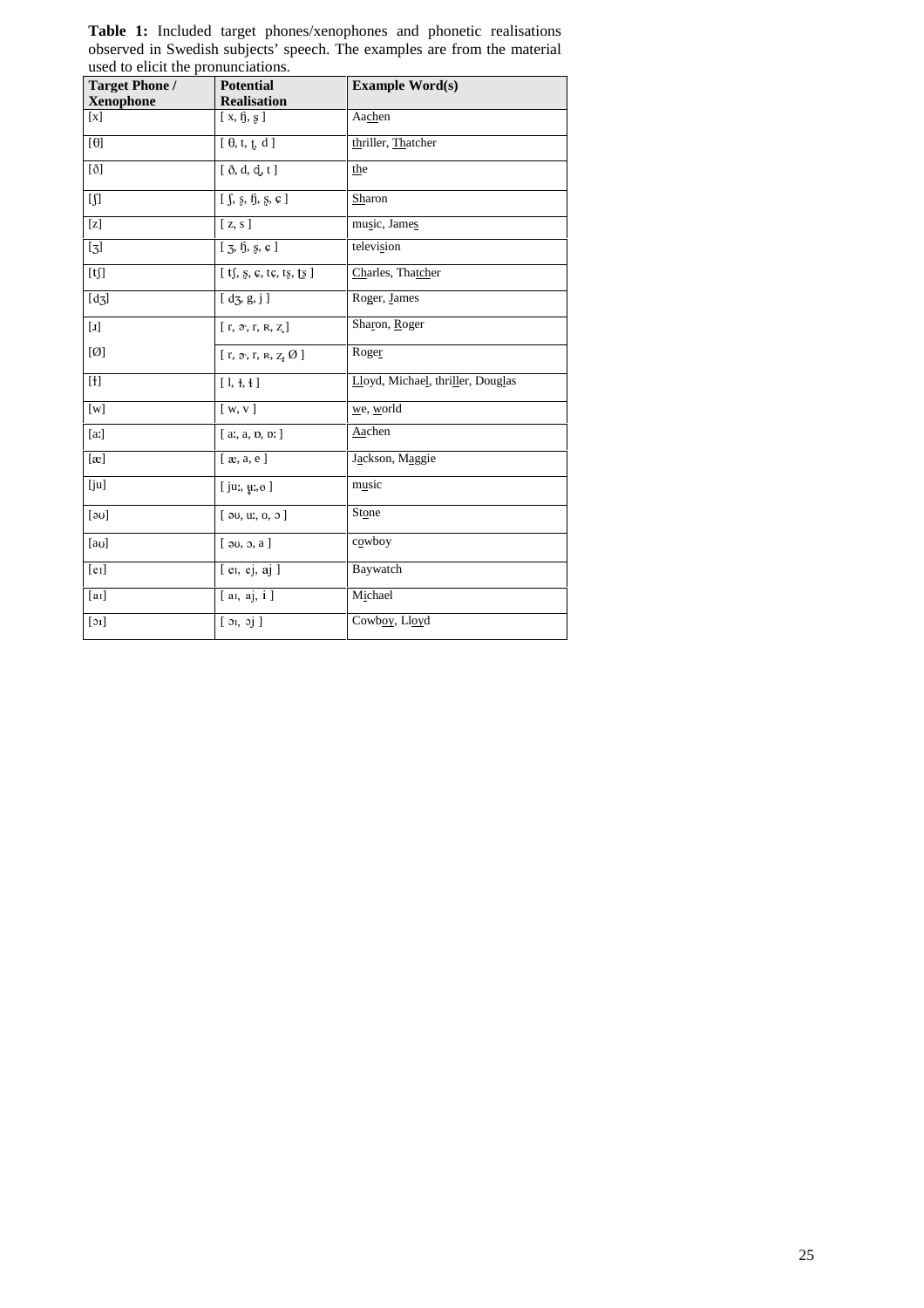**Table 1:** Included target phones/xenophones and phonetic realisations observed in Swedish subjects' speech. The examples are from the material used to elicit the pronunciations.

| Target Phone / Xenophone | Potential Realisation | Example Word(s) |
|---|---|---|
| [x] | [ x, ɧ, ʂ ] | Aa<u>ch</u>en |
| [θ] | [ θ, t, t̪, d ] | <u>th</u>riller, <u>Th</u>atcher |
| [ð] | [ ð, d, d̪, t ] | <u>th</u>e |
| [ʃ] | [ ʃ, ʂ, ɧ, ʂ, ɕ ] | <u>Sh</u>aron |
| [z] | [ z, s ] | mu<u>s</u>ic, Jame<u>s</u> |
| [ʒ] | [ ʒ, ɧ, ʂ, ɕ ] | televi<u>s</u>ion |
| [tʃ] | [ tʃ, ʂ, ɕ, tɕ, tʂ, ʈʂ ] | <u>Ch</u>arles, That<u>ch</u>er |
| [dʒ] | [ dʒ, g, j ] | Ro<u>g</u>er, <u>J</u>ames |
| [ɹ] | [ r, ɚ, r, ʀ, z̩ ] | Sha<u>r</u>on, <u>R</u>oger |
| [Ø] | [ r, ɚ, r, ʀ, z̩, Ø ] | Roge<u>r</u> |
| [ɫ] | [ l, ɫ, ɫ ] | <u>Ll</u>oyd, Michae<u>l</u>, thri<u>ll</u>er, Doug<u>l</u>as |
| [w] | [ w, v ] | <u>w</u>e, <u>w</u>orld |
| [aː] | [ aː, a, ɒ, ɒː ] | <u>Aa</u>chen |
| [æ] | [ æ, a, e ] | J<u>a</u>ckson, M<u>a</u>ggie |
| [ju] | [ juː, ʉː, ɵ ] | m<u>u</u>sic |
| [əʊ] | [ əʊ, uː, o, ɔ ] | St<u>o</u>ne |
| [aʊ] | [ əʊ, ɔ, a ] | c<u>o</u>wboy |
| [eɪ] | [ eɪ, ej, aj ] | Baywatch |
| [aɪ] | [ aɪ, aj, i ] | M<u>i</u>chael |
| [ɔɪ] | [ ɔɪ, ɔj ] | Cowb<u>oy</u>, Ll<u>oy</u>d |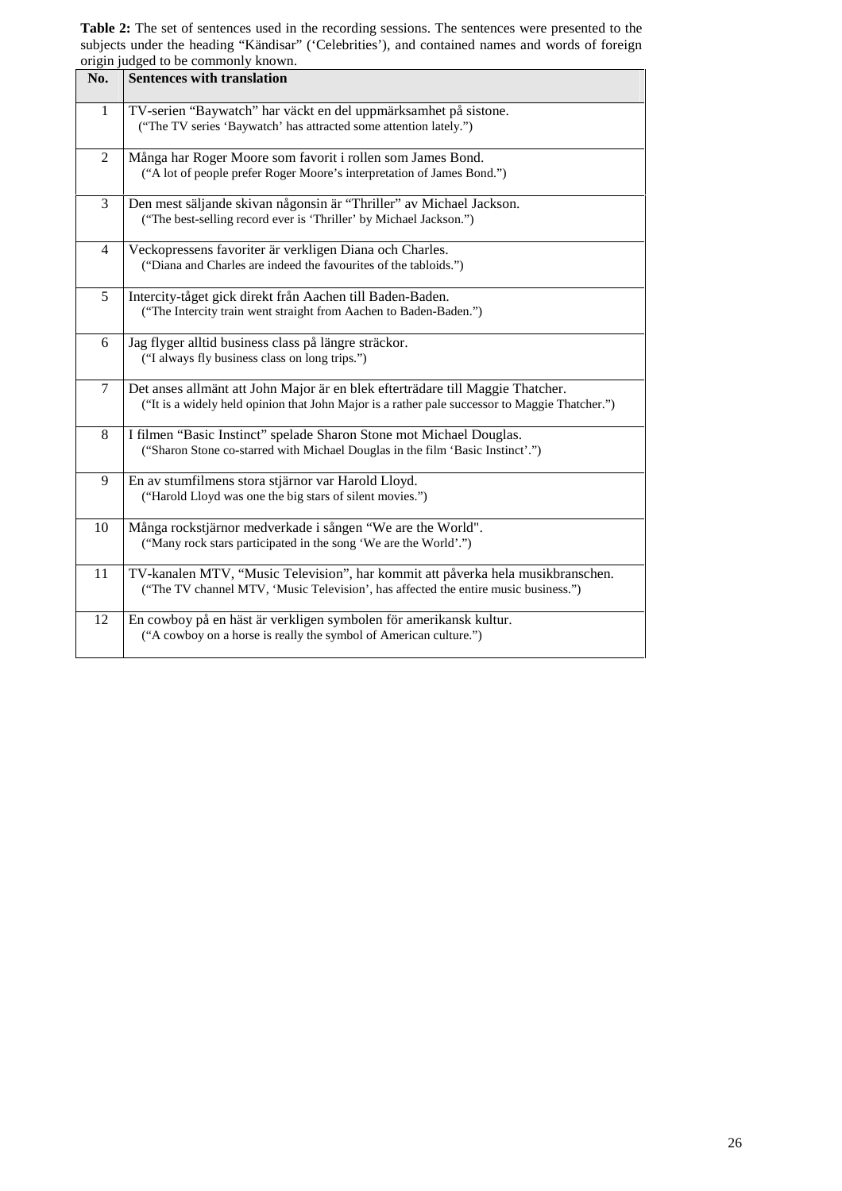**Table 2:** The set of sentences used in the recording sessions. The sentences were presented to the subjects under the heading "Kändisar" ('Celebrities'), and contained names and words of foreign origin judged to be commonly known.

| No. | Sentences with translation |
|---|---|
| 1 | TV-serien "Baywatch" har väckt en del uppmärksamhet på sistone. ("The TV series 'Baywatch' has attracted some attention lately.") |
| 2 | Många har Roger Moore som favorit i rollen som James Bond. ("A lot of people prefer Roger Moore's interpretation of James Bond.") |
| 3 | Den mest säljande skivan någonsin är "Thriller" av Michael Jackson. ("The best-selling record ever is 'Thriller' by Michael Jackson.") |
| 4 | Veckopressens favoriter är verkligen Diana och Charles. ("Diana and Charles are indeed the favourites of the tabloids.") |
| 5 | Intercity-tåget gick direkt från Aachen till Baden-Baden. ("The Intercity train went straight from Aachen to Baden-Baden.") |
| 6 | Jag flyger alltid business class på längre sträckor. ("I always fly business class on long trips.") |
| 7 | Det anses allmänt att John Major är en blek efterträdare till Maggie Thatcher. ("It is a widely held opinion that John Major is a rather pale successor to Maggie Thatcher.") |
| 8 | I filmen "Basic Instinct" spelade Sharon Stone mot Michael Douglas. ("Sharon Stone co-starred with Michael Douglas in the film 'Basic Instinct'.") |
| 9 | En av stumfilmens stora stjärnor var Harold Lloyd. ("Harold Lloyd was one the big stars of silent movies.") |
| 10 | Många rockstjärnor medverkade i sången "We are the World". ("Many rock stars participated in the song 'We are the World'.") |
| 11 | TV-kanalen MTV, "Music Television", har kommit att påverka hela musikbranschen. ("The TV channel MTV, 'Music Television', has affected the entire music business.") |
| 12 | En cowboy på en häst är verkligen symbolen för amerikansk kultur. ("A cowboy on a horse is really the symbol of American culture.") |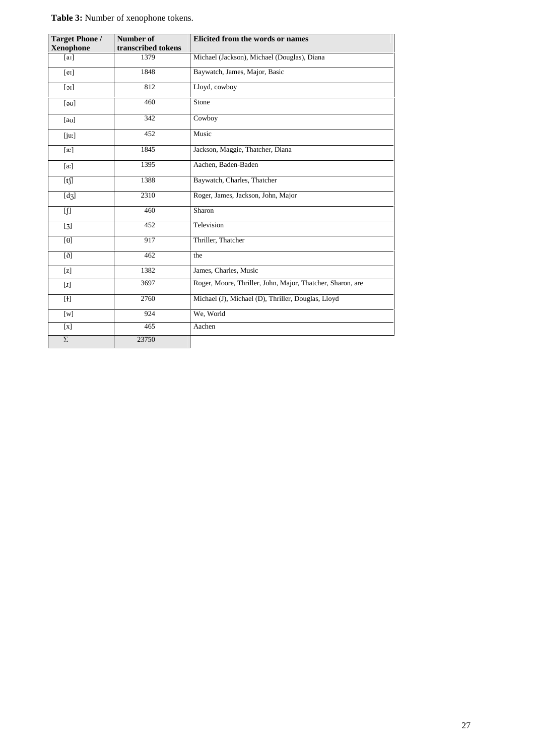**Table 3:** Number of xenophone tokens.

| Target Phone / Xenophone | Number of transcribed tokens | Elicited from the words or names |
|---|---|---|
| [aɪ] | 1379 | Michael (Jackson), Michael (Douglas), Diana |
| [eɪ] | 1848 | Baywatch, James, Major, Basic |
| [ɔɪ] | 812 | Lloyd, cowboy |
| [əʊ] | 460 | Stone |
| [aʊ] | 342 | Cowboy |
| [juː] | 452 | Music |
| [æ] | 1845 | Jackson, Maggie, Thatcher, Diana |
| [aː] | 1395 | Aachen, Baden-Baden |
| [tʃ] | 1388 | Baywatch, Charles, Thatcher |
| [dʒ] | 2310 | Roger, James, Jackson, John, Major |
| [ʃ] | 460 | Sharon |
| [ʒ] | 452 | Television |
| [θ] | 917 | Thriller, Thatcher |
| [ð] | 462 | the |
| [z] | 1382 | James, Charles, Music |
| [ɹ] | 3697 | Roger, Moore, Thriller, John, Major, Thatcher, Sharon, are |
| [ɫ] | 2760 | Michael (J), Michael (D), Thriller, Douglas, Lloyd |
| [w] | 924 | We, World |
| [x] | 465 | Aachen |
| Σ | 23750 | |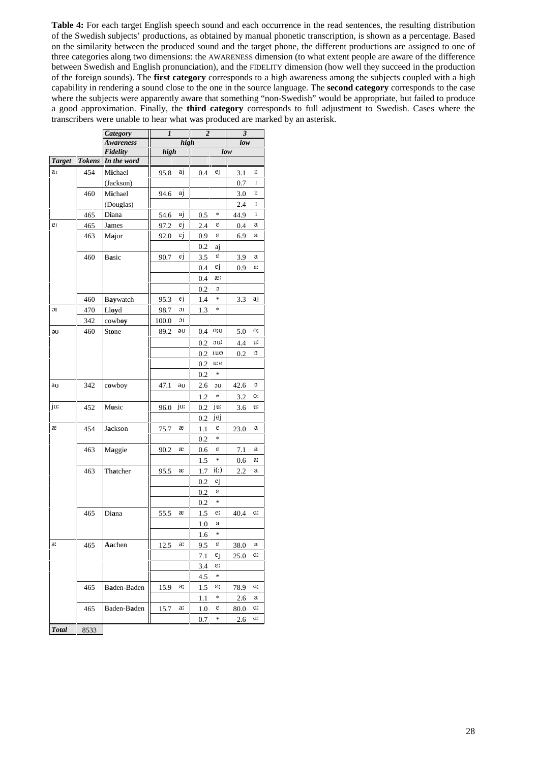**Table 4:** For each target English speech sound and each occurrence in the read sentences, the resulting distribution of the Swedish subjects' productions, as obtained by manual phonetic transcription, is shown as a percentage. Based on the similarity between the produced sound and the target phone, the different productions are assigned to one of three categories along two dimensions: the AWARENESS dimension (to what extent people are aware of the difference between Swedish and English pronunciation), and the FIDELITY dimension (how well they succeed in the production of the foreign sounds). The **first category** corresponds to a high awareness among the subjects coupled with a high capability in rendering a sound close to the one in the source language. The **second category** corresponds to the case where the subjects were apparently aware that something "non-Swedish" would be appropriate, but failed to produce a good approximation. Finally, the **third category** corresponds to full adjustment to Swedish. Cases where the transcribers were unable to hear what was produced are marked by an asterisk.

| | | *Category* | *1* | | *2* | | *3* | |
|---|---|---|---|---|---|---|---|---|
| | | *Awareness* | *high* | | | | *low* | |
| | | *Fidelity* | *high* | | *low* | | | |
| ***Target*** | ***Tokens*** | ***In the word*** | | | | | | |
| aɪ | 454 | M**i**chael | 95.8 | aj | 0.4 | ej | 3.1 | iː |
| | | (Jackson) | | | | | 0.7 | ɪ |
| | 460 | M**i**chael | 94.6 | aj | | | 3.0 | iː |
| | | (Douglas) | | | | | 2.4 | ɪ |
| | 465 | D**i**ana | 54.6 | aj | 0.5 | * | 44.9 | i |
| eɪ | 465 | J**a**mes | 97.2 | ej | 2.4 | ɛ | 0.4 | a |
| | 463 | M**a**jor | 92.0 | ej | 0.9 | ɛ | 6.9 | a |
| | | | | | 0.2 | aj | | |
| | 460 | B**a**sic | 90.7 | ej | 3.5 | ɛ | 3.9 | a |
| | | | | | 0.4 | ɛj | 0.9 | aː |
| | | | | | 0.4 | æː | | |
| | | | | | 0.2 | ɔ | | |
| | 460 | B**ay**watch | 95.3 | ej | 1.4 | * | 3.3 | aj |
| ɔɪ | 470 | Ll**oy**d | 98.7 | ɔɪ | 1.3 | * | | |
| | 342 | cowb**oy** | 100.0 | ɔɪ | | | | |
| əʊ | 460 | St**o**ne | 89.2 | əʊ | 0.4 | oːʊ | 5.0 | oː |
| | | | | | 0.2 | ɔuː | 4.4 | uː |
| | | | | | 0.2 | ɪuɵ | 0.2 | ɔ |
| | | | | | 0.2 | uːɵ | | |
| | | | | | 0.2 | * | | |
| aʊ | 342 | c**o**wboy | 47.1 | aʊ | 2.6 | ɔʊ | 42.6 | ɔ |
| | | | | | 1.2 | * | 3.2 | oː |
| juː | 452 | M**u**sic | 96.0 | juː | 0.2 | juː | 3.6 | uː |
| | | | | | 0.2 | jəj | | |
| æ | 454 | J**a**ckson | 75.7 | æ | 1.1 | ɛ | 23.0 | a |
| | | | | | 0.2 | * | | |
| | 463 | M**a**ggie | 90.2 | æ | 0.6 | ɛ | 7.1 | a |
| | | | | | 1.5 | * | 0.6 | aː |
| | 463 | Th**a**tcher | 95.5 | æ | 1.7 | i(ː) | 2.2 | a |
| | | | | | 0.2 | ej | | |
| | | | | | 0.2 | ɛ | | |
| | | | | | 0.2 | * | | |
| | 465 | Di**a**na | 55.5 | æ | 1.5 | eː | 40.4 | ɑː |
| | | | | | 1.0 | a | | |
| | | | | | 1.6 | * | | |
| aː | 465 | **Aa**chen | 12.5 | aː | 9.5 | ɛ | 38.0 | a |
| | | | | | 7.1 | ɛj | 25.0 | ɑː |
| | | | | | 3.4 | ɛː | | |
| | | | | | 4.5 | * | | |
| | 465 | B**a**den-Baden | 15.9 | aː | 1.5 | ɛː | 78.9 | ɑː |
| | | | | | 1.1 | * | 2.6 | a |
| | 465 | Baden-B**a**den | 15.7 | aː | 1.0 | ɛ | 80.0 | ɑː |
| | | | | | 0.7 | * | 2.6 | ɑː |
| ***Total*** | 8533 | | | | | | | |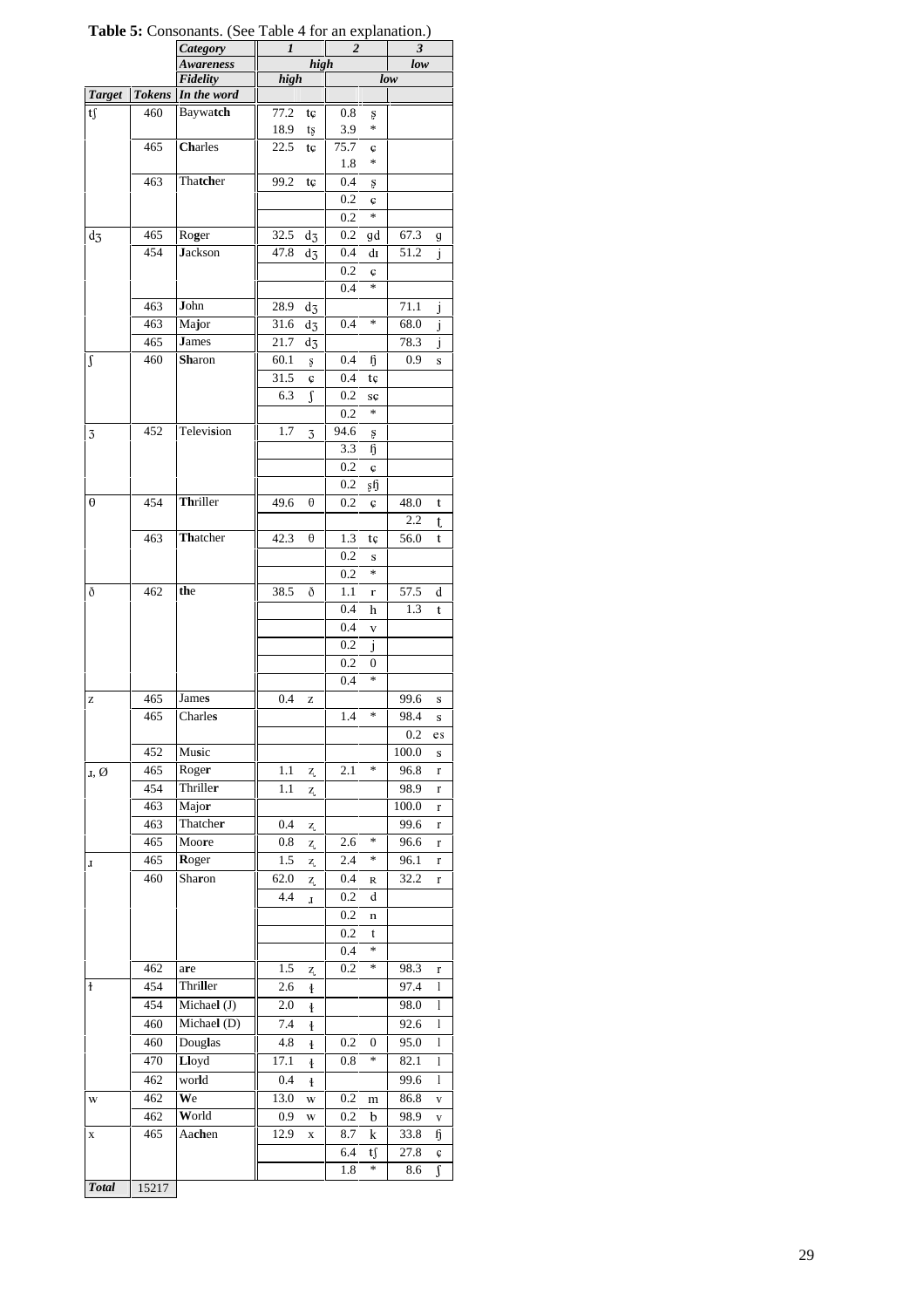**Table 5:** Consonants. (See Table 4 for an explanation.)

| | | *Category* | *1* | | *2* | | *3* | |
|---|---|---|---|---|---|---|---|---|
| | | *Awareness* | *high* | | | | *low* | |
| | | *Fidelity* | *high* | | *low* | | | |
| ***Target*** | ***Tokens*** | ***In the word*** | | | | | | |
| tʃ | 460 | Baywa**tch** | 77.2 | tɕ | 0.8 | ʂ | | |
| | | | 18.9 | tʂ | 3.9 | * | | |
| | 465 | **Ch**arles | 22.5 | tɕ | 75.7 | ɕ | | |
| | | | | | 1.8 | * | | |
| | 463 | Tha**tch**er | 99.2 | tɕ | 0.4 | ʂ | | |
| | | | | | 0.2 | ɕ | | |
| | | | | | 0.2 | * | | |
| dʒ | 465 | Ro**g**er | 32.5 | dʒ | 0.2 | gd | 67.3 | g |
| | 454 | **J**ackson | 47.8 | dʒ | 0.4 | dɪ | 51.2 | j |
| | | | | | 0.2 | ɕ | | |
| | | | | | 0.4 | * | | |
| | 463 | **J**ohn | 28.9 | dʒ | | | 71.1 | j |
| | 463 | Ma**j**or | 31.6 | dʒ | 0.4 | * | 68.0 | j |
| | 465 | **J**ames | 21.7 | dʒ | | | 78.3 | j |
| ʃ | 460 | **Sh**aron | 60.1 | ʂ | 0.4 | ɧ | 0.9 | s |
| | | | 31.5 | ɕ | 0.4 | tɕ | | |
| | | | 6.3 | ʃ | 0.2 | sɕ | | |
| | | | | | 0.2 | * | | |
| ʒ | 452 | Televi**s**ion | 1.7 | ʒ | 94.6 | ʂ | | |
| | | | | | 3.3 | ɧ | | |
| | | | | | 0.2 | ɕ | | |
| | | | | | 0.2 | ʂɧ | | |
| θ | 454 | **Th**riller | 49.6 | θ | 0.2 | ɕ | 48.0 | t |
| | | | | | | | 2.2 | ʈ |
| | 463 | **Th**atcher | 42.3 | θ | 1.3 | tɕ | 56.0 | t |
| | | | | | 0.2 | s | | |
| | | | | | 0.2 | * | | |
| ð | 462 | **th**e | 38.5 | ð | 1.1 | r | 57.5 | d |
| | | | | | 0.4 | h | 1.3 | t |
| | | | | | 0.4 | v | | |
| | | | | | 0.2 | j | | |
| | | | | | 0.2 | 0 | | |
| | | | | | 0.4 | * | | |
| z | 465 | Jame**s** | 0.4 | z | | | 99.6 | s |
| | 465 | Charle**s** | | | 1.4 | * | 98.4 | s |
| | | | | | | | 0.2 | es |
| | 452 | Mu**s**ic | | | | | 100.0 | s |
| ɹ, Ø | 465 | Roge**r** | 1.1 | z̥ | 2.1 | * | 96.8 | r |
| | 454 | Thrille**r** | 1.1 | z̥ | | | 98.9 | r |
| | 463 | Majo**r** | | | | | 100.0 | r |
| | 463 | Thatche**r** | 0.4 | z̥ | | | 99.6 | r |
| | 465 | Moo**r**e | 0.8 | z̥ | 2.6 | * | 96.6 | r |
| ɹ | 465 | **R**oger | 1.5 | z̥ | 2.4 | * | 96.1 | r |
| | 460 | Sha**r**on | 62.0 | z̥ | 0.4 | ʀ | 32.2 | r |
| | | | 4.4 | ɹ | 0.2 | d | | |
| | | | | | 0.2 | n | | |
| | | | | | 0.2 | t | | |
| | | | | | 0.4 | * | | |
| | 462 | a**r**e | 1.5 | z̥ | 0.2 | * | 98.3 | r |
| ɫ | 454 | Thri**ll**er | 2.6 | ɫ | | | 97.4 | l |
| | 454 | Michae**l** (J) | 2.0 | ɫ | | | 98.0 | l |
| | 460 | Michae**l** (D) | 7.4 | ɫ | | | 92.6 | l |
| | 460 | Doug**l**as | 4.8 | ɫ | 0.2 | 0 | 95.0 | l |
| | 470 | **Ll**oyd | 17.1 | ɫ | 0.8 | * | 82.1 | l |
| | 462 | wor**l**d | 0.4 | ɫ | | | 99.6 | l |
| w | 462 | **W**e | 13.0 | w | 0.2 | m | 86.8 | v |
| | 462 | **W**orld | 0.9 | w | 0.2 | b | 98.9 | v |
| x | 465 | Aa**ch**en | 12.9 | x | 8.7 | k | 33.8 | ɧ |
| | | | | | 6.4 | tʃ | 27.8 | ɕ |
| | | | | | 1.8 | * | 8.6 | ʃ |
| ***Total*** | 15217 | | | | | | | |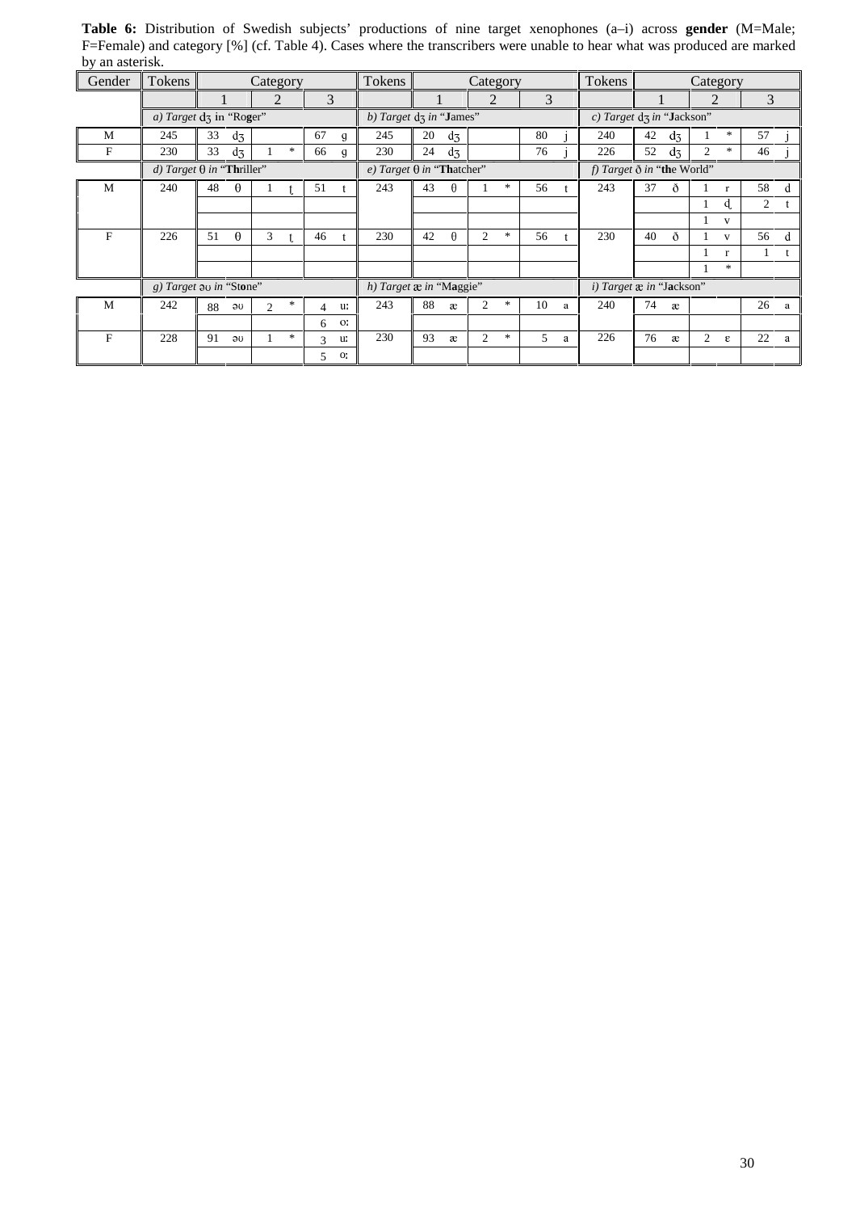**Table 6:** Distribution of Swedish subjects' productions of nine target xenophones (a–i) across **gender** (M=Male; F=Female) and category [%] (cf. Table 4). Cases where the transcribers were unable to hear what was produced are marked by an asterisk.

| Gender | Tokens | Category | | | Tokens | Category | | | Tokens | Category | | |
|---|---|---|---|---|---|---|---|---|---|---|---|---|
| | | 1 | 2 | 3 | | 1 | 2 | 3 | | 1 | 2 | 3 |
| | *a) Target* dʒ in "Ro**g**er" | | | | *b) Target* dʒ *in* "**J**ames" | | | | *c) Target* dʒ *in* "**J**ackson" | | | |
| M | 245 | 33 dʒ | | 67 g | 245 | 20 dʒ | | 80 j | 240 | 42 dʒ | 1 * | 57 j |
| F | 230 | 33 dʒ | 1 * | 66 g | 230 | 24 dʒ | | 76 j | 226 | 52 dʒ | 2 * | 46 j |
| | *d) Target* θ *in* "**Th**riller" | | | | *e) Target* θ *in* "**Th**atcher" | | | | *f) Target* ð *in* "**th**e World" | | | |
| M | 240 | 48 θ | 1 ʈ | 51 t | 243 | 43 θ | 1 * | 56 t | 243 | 37 ð | 1 r | 58 d |
| | | | | | | | | | | | 1 ɖ | 2 t |
| | | | | | | | | | | | 1 v | |
| F | 226 | 51 θ | 3 ʈ | 46 t | 230 | 42 θ | 2 * | 56 t | 230 | 40 ð | 1 v | 56 d |
| | | | | | | | | | | | 1 r | 1 t |
| | | | | | | | | | | | 1 * | |
| | *g) Target* əʊ *in* "St**o**ne" | | | | *h) Target* æ *in* "M**a**ggie" | | | | *i) Target* æ *in* "J**a**ckson" | | | |
| M | 242 | 88 əʊ | 2 * | 4 uː | 243 | 88 æ | 2 * | 10 a | 240 | 74 æ | | 26 a |
| | | | | 6 oː | | | | | | | | |
| F | 228 | 91 əʊ | 1 * | 3 uː | 230 | 93 æ | 2 * | 5 a | 226 | 76 æ | 2 ɛ | 22 a |
| | | | | 5 oː | | | | | | | | |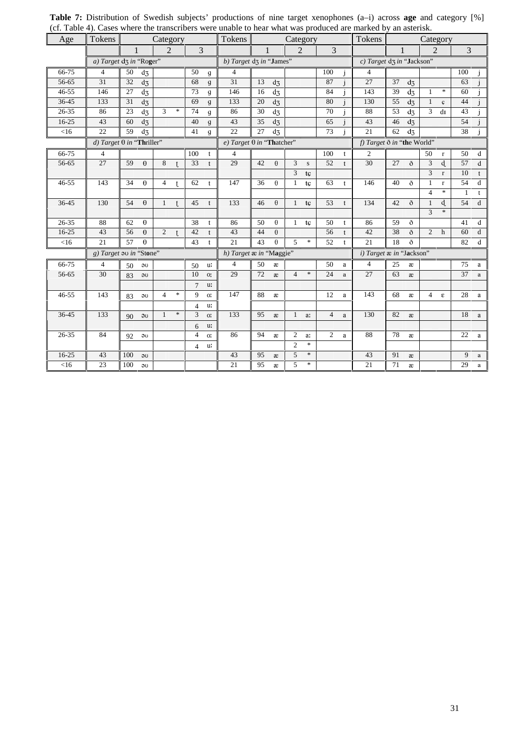**Table 7:** Distribution of Swedish subjects' productions of nine target xenophones (a–i) across **age** and category [%] (cf. Table 4). Cases where the transcribers were unable to hear what was produced are marked by an asterisk.

| Age | Tokens | Category | | | Tokens | Category | | | Tokens | Category | | |
|---|---|---|---|---|---|---|---|---|---|---|---|---|
| | | 1 | 2 | 3 | | 1 | 2 | 3 | | 1 | 2 | 3 |
| | *a) Target* dʒ *in* "Ro**g**er" | | | | *b) Target* dʒ *in* "**J**ames" | | | | *c) Target* dʒ *in* "**J**ackson" | | | |
| 66-75 | 4 | 50 dʒ | | 50 g | 4 | | | 100 j | 4 | | | 100 j |
| 56-65 | 31 | 32 dʒ | | 68 g | 31 | 13 dʒ | | 87 j | 27 | 37 dʒ | | 63 j |
| 46-55 | 146 | 27 dʒ | | 73 g | 146 | 16 dʒ | | 84 j | 143 | 39 dʒ | 1 * | 60 j |
| 36-45 | 133 | 31 dʒ | | 69 g | 133 | 20 dʒ | | 80 j | 130 | 55 dʒ | 1 ç | 44 j |
| 26-35 | 86 | 23 dʒ | 3 * | 74 g | 86 | 30 dʒ | | 70 j | 88 | 53 dʒ | 3 dɪ | 43 j |
| 16-25 | 43 | 60 dʒ | | 40 g | 43 | 35 dʒ | | 65 j | 43 | 46 dʒ | | 54 j |
| <16 | 22 | 59 dʒ | | 41 g | 22 | 27 dʒ | | 73 j | 21 | 62 dʒ | | 38 j |
| | *d) Target* θ *in* "**Th**riller" | | | | *e) Target* θ *in* "**Th**atcher" | | | | *f) Target* ð *in* "**th**e World" | | | |
| 66-75 | 4 | | | 100 t | 4 | | | 100 t | 2 | | 50 r | 50 d |
| 56-65 | 27 | 59 θ | 8 ʈ | 33 t | 29 | 42 θ | 3 s | 52 t | 30 | 27 ð | 3 ɖ | 57 d |
| | | | | | | | 3 tɕ | | | | 3 r | 10 t |
| 46-55 | 143 | 34 θ | 4 ʈ | 62 t | 147 | 36 θ | 1 tɕ | 63 t | 146 | 40 ð | 1 r | 54 d |
| | | | | | | | | | | | 4 * | 1 t |
| 36-45 | 130 | 54 θ | 1 ʈ | 45 t | 133 | 46 θ | 1 tɕ | 53 t | 134 | 42 ð | 1 ɖ | 54 d |
| | | | | | | | | | | | 3 * | |
| 26-35 | 88 | 62 θ | | 38 t | 86 | 50 θ | 1 tɕ | 50 t | 86 | 59 ð | | 41 d |
| 16-25 | 43 | 56 θ | 2 ʈ | 42 t | 43 | 44 θ | | 56 t | 42 | 38 ð | 2 h | 60 d |
| <16 | 21 | 57 θ | | 43 t | 21 | 43 θ | 5 * | 52 t | 21 | 18 ð | | 82 d |
| | *g) Target* əʊ *in* "St**o**ne" | | | | *h) Target* æ *in* "M**a**ggie" | | | | *i) Target* æ *in* "J**a**ckson" | | | |
| 66-75 | 4 | 50 əʊ | | 50 uː | 4 | 50 æ | | 50 a | 4 | 25 æ | | 75 a |
| 56-65 | 30 | 83 əʊ | | 10 oː | 29 | 72 æ | 4 * | 24 a | 27 | 63 æ | | 37 a |
| | | | | 7 uː | | | | | | | | |
| 46-55 | 143 | 83 əʊ | 4 * | 9 oː | 147 | 88 æ | | 12 a | 143 | 68 æ | 4 ɛ | 28 a |
| | | | | 4 uː | | | | | | | | |
| 36-45 | 133 | 90 əʊ | 1 * | 3 oː | 133 | 95 æ | 1 aː | 4 a | 130 | 82 æ | | 18 a |
| | | | | 6 uː | | | | | | | | |
| 26-35 | 84 | 92 əʊ | | 4 oː | 86 | 94 æ | 2 aː | 2 a | 88 | 78 æ | | 22 a |
| | | | | 4 uː | | | 2 * | | | | | |
| 16-25 | 43 | 100 əʊ | | | 43 | 95 æ | 5 * | | 43 | 91 æ | | 9 a |
| <16 | 23 | 100 əʊ | | | 21 | 95 æ | 5 * | | 21 | 71 æ | | 29 a |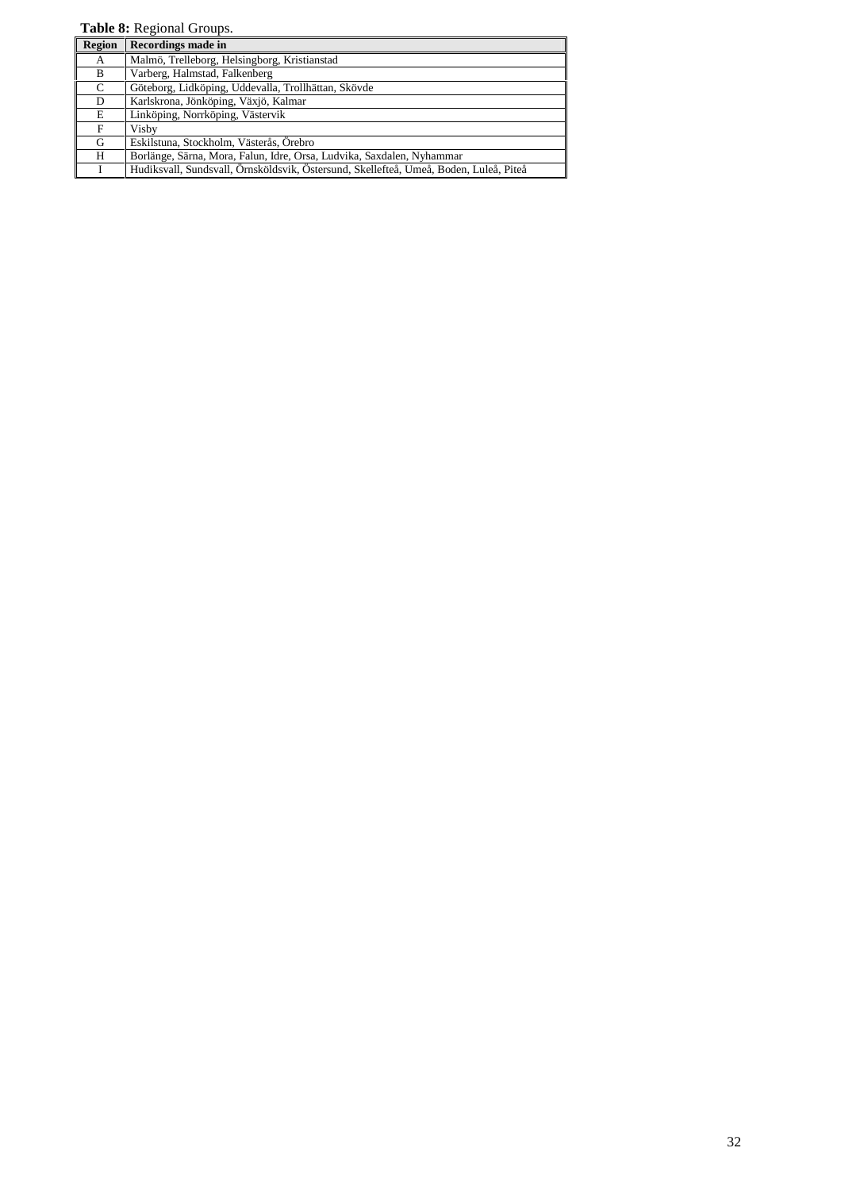**Table 8:** Regional Groups.

| Region | Recordings made in |
|---|---|
| A | Malmö, Trelleborg, Helsingborg, Kristianstad |
| B | Varberg, Halmstad, Falkenberg |
| C | Göteborg, Lidköping, Uddevalla, Trollhättan, Skövde |
| D | Karlskrona, Jönköping, Växjö, Kalmar |
| E | Linköping, Norrköping, Västervik |
| F | Visby |
| G | Eskilstuna, Stockholm, Västerås, Örebro |
| H | Borlänge, Särna, Mora, Falun, Idre, Orsa, Ludvika, Saxdalen, Nyhammar |
| I | Hudiksvall, Sundsvall, Örnsköldsvik, Östersund, Skellefteå, Umeå, Boden, Luleå, Piteå |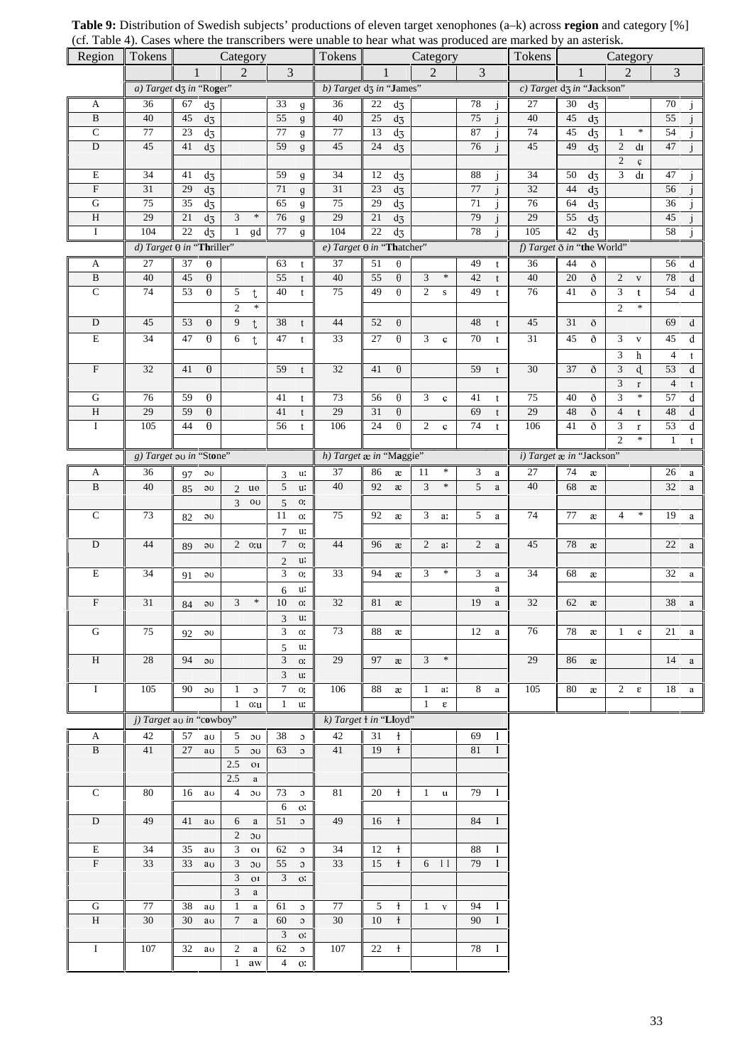**Table 9:** Distribution of Swedish subjects' productions of eleven target xenophones (a–k) across **region** and category [%] (cf. Table 4). Cases where the transcribers were unable to hear what was produced are marked by an asterisk.

| Region | Tokens | Category 1 | Category 2 | Category 3 | Tokens | Category 1 | Category 2 | Category 3 | Tokens | Category 1 | Category 2 | Category 3 |
|---|---|---|---|---|---|---|---|---|---|---|---|---|
| | *a) Target* dʒ *in* "Ro**g**er" | | | | *b) Target* dʒ *in* "**J**ames" | | | | *c) Target* dʒ *in* "**J**ackson" | | | |
| A | 36 | 67 dʒ | | 33 ɡ | 36 | 22 dʒ | | 78 j | 27 | 30 dʒ | | 70 j |
| B | 40 | 45 dʒ | | 55 ɡ | 40 | 25 dʒ | | 75 j | 40 | 45 dʒ | | 55 j |
| C | 77 | 23 dʒ | | 77 ɡ | 77 | 13 dʒ | | 87 j | 74 | 45 dʒ | 1 * | 54 j |
| D | 45 | 41 dʒ | | 59 ɡ | 45 | 24 dʒ | | 76 j | 45 | 49 dʒ | 2 dɪ | 47 j |
| | | | | | | | | | | | 2 ç | |
| E | 34 | 41 dʒ | | 59 ɡ | 34 | 12 dʒ | | 88 j | 34 | 50 dʒ | 3 dɪ | 47 j |
| F | 31 | 29 dʒ | | 71 ɡ | 31 | 23 dʒ | | 77 j | 32 | 44 dʒ | | 56 j |
| G | 75 | 35 dʒ | | 65 ɡ | 75 | 29 dʒ | | 71 j | 76 | 64 dʒ | | 36 j |
| H | 29 | 21 dʒ | 3 * | 76 ɡ | 29 | 21 dʒ | | 79 j | 29 | 55 dʒ | | 45 j |
| I | 104 | 22 dʒ | 1 ɡd | 77 ɡ | 104 | 22 dʒ | | 78 j | 105 | 42 dʒ | | 58 j |
| | *d) Target* θ *in* "**Th**riller" | | | | *e) Target* θ *in* "**Th**atcher" | | | | *f) Target* ð *in* "**th**e World" | | | |
| A | 27 | 37 θ | | 63 t | 37 | 51 θ | | 49 t | 36 | 44 ð | | 56 d |
| B | 40 | 45 θ | | 55 t | 40 | 55 θ | 3 * | 42 t | 40 | 20 ð | 2 v | 78 d |
| C | 74 | 53 θ | 5 ʈ | 40 t | 75 | 49 θ | 2 s | 49 t | 76 | 41 ð | 3 t | 54 d |
| | | | 2 * | | | | | | | | 2 * | |
| D | 45 | 53 θ | 9 ʈ | 38 t | 44 | 52 θ | | 48 t | 45 | 31 ð | | 69 d |
| E | 34 | 47 θ | 6 ʈ | 47 t | 33 | 27 θ | 3 ç | 70 t | 31 | 45 ð | 3 v | 45 d |
| | | | | | | | | | | | 3 h | 4 t |
| F | 32 | 41 θ | | 59 t | 32 | 41 θ | | 59 t | 30 | 37 ð | 3 ɖ | 53 d |
| | | | | | | | | | | | 3 r | 4 t |
| G | 76 | 59 θ | | 41 t | 73 | 56 θ | 3 ç | 41 t | 75 | 40 ð | 3 * | 57 d |
| H | 29 | 59 θ | | 41 t | 29 | 31 θ | | 69 t | 29 | 48 ð | 4 t | 48 d |
| I | 105 | 44 θ | | 56 t | 106 | 24 θ | 2 ç | 74 t | 106 | 41 ð | 3 r | 53 d |
| | | | | | | | | | | | 2 * | 1 t |
| | *g) Target* əʊ *in* "St**o**ne" | | | | *h) Target* æ *in* "M**a**ggie" | | | | *i) Target* æ *in* "J**a**ckson" | | | |
| A | 36 | 97 əʊ | | 3 uː | 37 | 86 æ | 11 * | 3 a | 27 | 74 æ | | 26 a |
| B | 40 | 85 əʊ | 2 uə | 5 uː | 40 | 92 æ | 3 * | 5 a | 40 | 68 æ | | 32 a |
| | | | 3 oʊ | 5 oː | | | | | | | | |
| C | 73 | 82 əʊ | | 11 oː | 75 | 92 æ | 3 aː | 5 a | 74 | 77 æ | 4 * | 19 a |
| | | | | 7 uː | | | | | | | | |
| D | 44 | 89 əʊ | 2 oːu | 7 oː | 44 | 96 æ | 2 aː | 2 a | 45 | 78 æ | | 22 a |
| | | | | 2 uː | | | | | | | | |
| E | 34 | 91 əʊ | | 3 oː | 33 | 94 æ | 3 * | 3 a | 34 | 68 æ | | 32 a |
| | | | | 6 uː | | | | a | | | | |
| F | 31 | 84 əʊ | 3 * | 10 oː | 32 | 81 æ | | 19 a | 32 | 62 æ | | 38 a |
| | | | | 3 uː | | | | | | | | |
| G | 75 | 92 əʊ | | 3 oː | 73 | 88 æ | | 12 a | 76 | 78 æ | 1 e | 21 a |
| | | | | 5 uː | | | | | | | | |
| H | 28 | 94 əʊ | | 3 oː | 29 | 97 æ | 3 * | | 29 | 86 æ | | 14 a |
| | | | | 3 uː | | | | | | | | |
| I | 105 | 90 əʊ | 1 ɔ | 7 oː | 106 | 88 æ | 1 aː | 8 a | 105 | 80 æ | 2 ɛ | 18 a |
| | | | 1 oːu | 1 uː | | | 1 ɛ | | | | | |
| | *j) Target* aʊ *in* "c**ow**boy" | | | | *k) Target* ɫ *in* "**Ll**oyd" | | | | | | | |
| A | 42 | 57 aʊ | 5 ɔʊ | 38 ɔ | 42 | 31 ɫ | | 69 l | | | | |
| B | 41 | 27 aʊ | 5 ɔʊ | 63 ɔ | 41 | 19 ɫ | | 81 l | | | | |
| | | | 2.5 oɪ | | | | | | | | | |
| | | | 2.5 a | | | | | | | | | |
| C | 80 | 16 aʊ | 4 ɔʊ | 73 ɔ | 81 | 20 ɫ | 1 u | 79 l | | | | |
| | | | | 6 oː | | | | | | | | |
| D | 49 | 41 aʊ | 6 a | 51 ɔ | 49 | 16 ɫ | | 84 l | | | | |
| | | | 2 ɔʊ | | | | | | | | | |
| E | 34 | 35 aʊ | 3 oɪ | 62 ɔ | 34 | 12 ɫ | | 88 l | | | | |
| F | 33 | 33 aʊ | 3 ɔʊ | 55 ɔ | 33 | 15 ɫ | 6 l l | 79 l | | | | |
| | | | 3 oɪ | 3 oː | | | | | | | | |
| | | | 3 a | | | | | | | | | |
| G | 77 | 38 aʊ | 1 a | 61 ɔ | 77 | 5 ɫ | 1 v | 94 l | | | | |
| H | 30 | 30 aʊ | 7 a | 60 ɔ | 30 | 10 ɫ | | 90 l | | | | |
| | | | | 3 oː | | | | | | | | |
| I | 107 | 32 aʊ | 2 a | 62 ɔ | 107 | 22 ɫ | | 78 l | | | | |
| | | | 1 aw | 4 oː | | | | | | | | |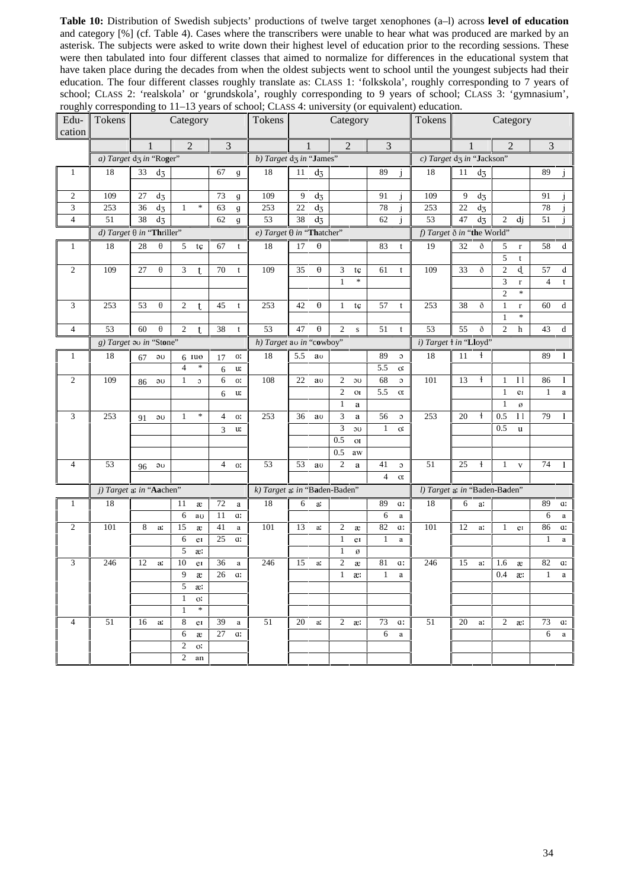**Table 10:** Distribution of Swedish subjects' productions of twelve target xenophones (a–l) across **level of education** and category [%] (cf. Table 4). Cases where the transcribers were unable to hear what was produced are marked by an asterisk. The subjects were asked to write down their highest level of education prior to the recording sessions. These were then tabulated into four different classes that aimed to normalize for differences in the educational system that have taken place during the decades from when the oldest subjects went to school until the youngest subjects had their education. The four different classes roughly translate as: CLASS 1: 'folkskola', roughly corresponding to 7 years of school; CLASS 2: 'realskola' or 'grundskola', roughly corresponding to 9 years of school; CLASS 3: 'gymnasium', roughly corresponding to 11–13 years of school; CLASS 4: university (or equivalent) education.

| Edu-cation | Tokens | Category | | | Tokens | Category | | | Tokens | Category | | |
|---|---|---|---|---|---|---|---|---|---|---|---|---|
| | | 1 | 2 | 3 | | 1 | 2 | 3 | | 1 | 2 | 3 |
| | *a) Target* dʒ *in* “Ro**g**er” | | | | *b) Target* dʒ *in* “**J**ames” | | | | *c) Target* dʒ *in* “**J**ackson” | | | |
| 1 | 18 | 33 dʒ | | 67 g | 18 | 11 dʒ | | 89 j | 18 | 11 dʒ | | 89 j |
| 2 | 109 | 27 dʒ | | 73 g | 109 | 9 dʒ | | 91 j | 109 | 9 dʒ | | 91 j |
| 3 | 253 | 36 dʒ | 1 * | 63 g | 253 | 22 dʒ | | 78 j | 253 | 22 dʒ | | 78 j |
| 4 | 51 | 38 dʒ | | 62 g | 53 | 38 dʒ | | 62 j | 53 | 47 dʒ | 2 dj | 51 j |
| | *d) Target* θ *in* “**Th**riller” | | | | *e) Target* θ *in* “**Th**atcher” | | | | *f) Target* ð *in* “**th**e World” | | | |
| 1 | 18 | 28 θ | 5 tç | 67 t | 18 | 17 θ | | 83 t | 19 | 32 ð | 5 r | 58 d |
| | | | | | | | | | | | 5 t | |
| 2 | 109 | 27 θ | 3 ʈ | 70 t | 109 | 35 θ | 3 tç | 61 t | 109 | 33 ð | 2 ɖ | 57 d |
| | | | | | | | 1 * | | | | 3 r | 4 t |
| | | | | | | | | | | | 2 * | |
| 3 | 253 | 53 θ | 2 ʈ | 45 t | 253 | 42 θ | 1 tç | 57 t | 253 | 38 ð | 1 r | 60 d |
| | | | | | | | | | | | 1 * | |
| 4 | 53 | 60 θ | 2 ʈ | 38 t | 53 | 47 θ | 2 s | 51 t | 53 | 55 ð | 2 h | 43 d |
| | *g) Target* əʊ *in* “St**o**ne” | | | | *h) Target* aʊ *in* “c**o**wboy” | | | | *i) Target* ɫ *in* “**Ll**oyd” | | | |
| 1 | 18 | 67 əʊ | 6 ɪʊə | 17 oː | 18 | 5.5 aʊ | | 89 ɔ | 18 | 11 ɫ | | 89 l |
| | | | 4 * | 6 uː | | | | 5.5 ɑː | | | | |
| 2 | 109 | 86 əʊ | 1 ɔ | 6 oː | 108 | 22 aʊ | 2 ɔʊ | 68 ɔ | 101 | 13 ɫ | 1 l l | 86 l |
| | | | | 6 uː | | | 2 oɪ | 5.5 ɑː | | | 1 eɪ | 1 a |
| | | | | | | | 1 a | | | | 1 ø | |
| 3 | 253 | 91 əʊ | 1 * | 4 oː | 253 | 36 aʊ | 3 a | 56 ɔ | 253 | 20 ɫ | 0.5 l l | 79 l |
| | | | | 3 uː | | | 3 ɔʊ | 1 ɑː | | | 0.5 u | |
| | | | | | | | 0.5 oɪ | | | | | |
| | | | | | | | 0.5 aw | | | | | |
| 4 | 53 | 96 əʊ | | 4 oː | 53 | 53 aʊ | 2 a | 41 ɔ | 51 | 25 ɫ | 1 v | 74 l |
| | | | | | | | | 4 ɑː | | | | |
| | *j) Target* aː *in* “**Aa**chen” | | | | *k) Target* aː *in* “B**a**den-Baden” | | | | *l) Target* aː *in* “Baden-B**a**den” | | | |
| 1 | 18 | | 11 æ | 72 a | 18 | 6 aː | | 89 ɑː | 18 | 6 aː | | 89 ɑː |
| | | | 6 aʊ | 11 ɑː | | | | 6 a | | | | 6 a |
| 2 | 101 | 8 aː | 15 æ | 41 a | 101 | 13 aː | 2 æ | 82 ɑː | 101 | 12 aː | 1 eɪ | 86 ɑː |
| | | | 6 eɪ | 25 ɑː | | | 1 eɪ | 1 a | | | | 1 a |
| | | | 5 æː | | | | 1 ø | | | | | |
| 3 | 246 | 12 aː | 10 eɪ | 36 a | 246 | 15 aː | 2 æ | 81 ɑː | 246 | 15 aː | 1.6 æ | 82 ɑː |
| | | | 9 æ | 26 ɑː | | | 1 æː | 1 a | | | 0.4 æː | 1 a |
| | | | 5 æː | | | | | | | | | |
| | | | 1 oː | | | | | | | | | |
| | | | 1 * | | | | | | | | | |
| 4 | 51 | 16 aː | 8 eɪ | 39 a | 51 | 20 aː | 2 æː | 73 ɑː | 51 | 20 aː | 2 æː | 73 ɑː |
| | | | 6 æ | 27 ɑː | | | | 6 a | | | | 6 a |
| | | | 2 oː | | | | | | | | | |
| | | | 2 an | | | | | | | | | |